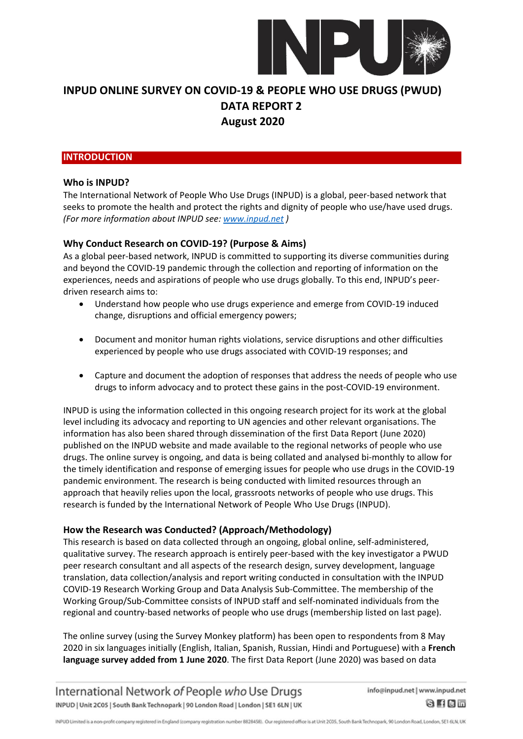# INPUD ONLINE SURVEY ON COVID-19 & PEOPLE WHO USE DRUGS (PWUD)
# DATA REPORT 2
# August 2020

## INTRODUCTION

### Who is INPUD?

The International Network of People Who Use Drugs (INPUD) is a global, peer-based network that seeks to promote the health and protect the rights and dignity of people who use/have used drugs. *(For more information about INPUD see: [www.inpud.net](www.inpud.net) )*

### Why Conduct Research on COVID-19? (Purpose & Aims)

As a global peer-based network, INPUD is committed to supporting its diverse communities during and beyond the COVID-19 pandemic through the collection and reporting of information on the experiences, needs and aspirations of people who use drugs globally. To this end, INPUD's peer-driven research aims to:

- Understand how people who use drugs experience and emerge from COVID-19 induced change, disruptions and official emergency powers;
- Document and monitor human rights violations, service disruptions and other difficulties experienced by people who use drugs associated with COVID-19 responses; and
- Capture and document the adoption of responses that address the needs of people who use drugs to inform advocacy and to protect these gains in the post-COVID-19 environment.

INPUD is using the information collected in this ongoing research project for its work at the global level including its advocacy and reporting to UN agencies and other relevant organisations. The information has also been shared through dissemination of the first Data Report (June 2020) published on the INPUD website and made available to the regional networks of people who use drugs. The online survey is ongoing, and data is being collated and analysed bi-monthly to allow for the timely identification and response of emerging issues for people who use drugs in the COVID-19 pandemic environment. The research is being conducted with limited resources through an approach that heavily relies upon the local, grassroots networks of people who use drugs. This research is funded by the International Network of People Who Use Drugs (INPUD).

### How the Research was Conducted? (Approach/Methodology)

This research is based on data collected through an ongoing, global online, self-administered, qualitative survey. The research approach is entirely peer-based with the key investigator a PWUD peer research consultant and all aspects of the research design, survey development, language translation, data collection/analysis and report writing conducted in consultation with the INPUD COVID-19 Research Working Group and Data Analysis Sub-Committee. The membership of the Working Group/Sub-Committee consists of INPUD staff and self-nominated individuals from the regional and country-based networks of people who use drugs (membership listed on last page).

The online survey (using the Survey Monkey platform) has been open to respondents from 8 May 2020 in six languages initially (English, Italian, Spanish, Russian, Hindi and Portuguese) with a **French language survey added from 1 June 2020**. The first Data Report (June 2020) was based on data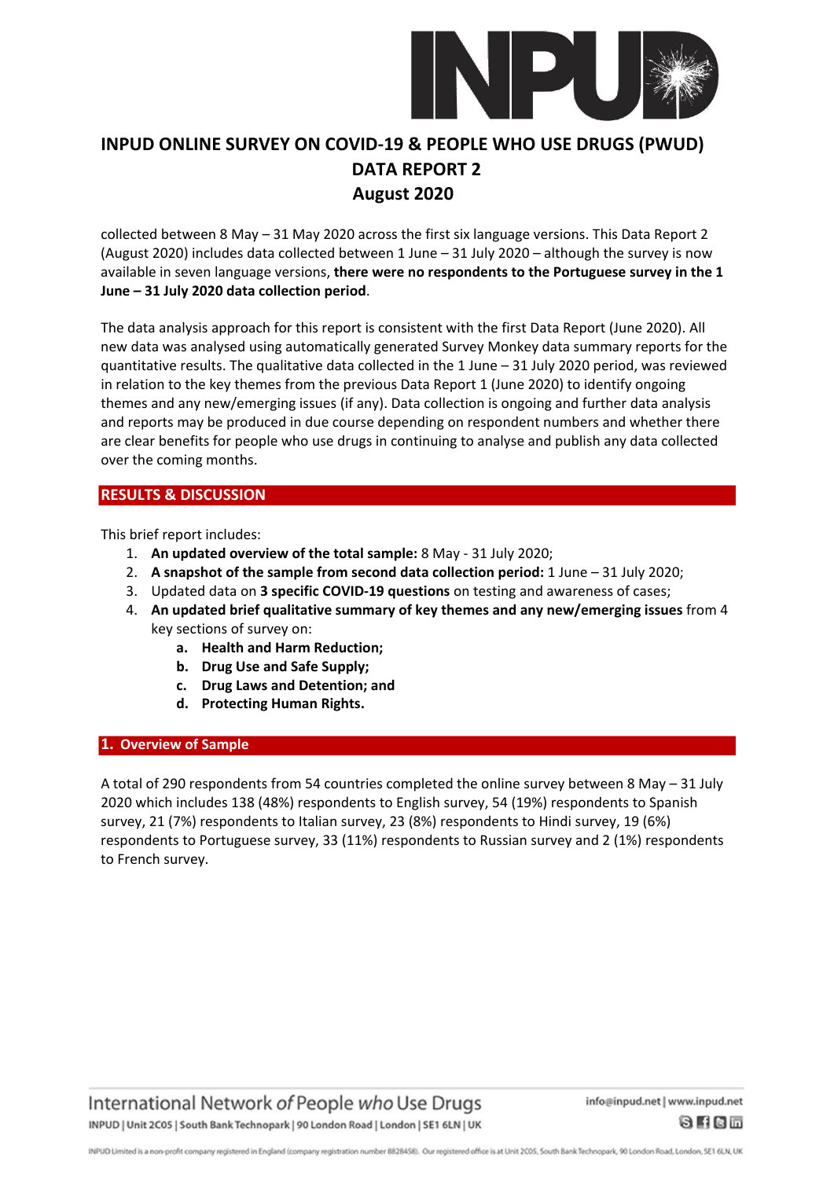collected between 8 May – 31 May 2020 across the first six language versions. This Data Report 2 (August 2020) includes data collected between 1 June – 31 July 2020 – although the survey is now available in seven language versions, **there were no respondents to the Portuguese survey in the 1 June – 31 July 2020 data collection period**.

The data analysis approach for this report is consistent with the first Data Report (June 2020). All new data was analysed using automatically generated Survey Monkey data summary reports for the quantitative results. The qualitative data collected in the 1 June – 31 July 2020 period, was reviewed in relation to the key themes from the previous Data Report 1 (June 2020) to identify ongoing themes and any new/emerging issues (if any). Data collection is ongoing and further data analysis and reports may be produced in due course depending on respondent numbers and whether there are clear benefits for people who use drugs in continuing to analyse and publish any data collected over the coming months.

## RESULTS & DISCUSSION

This brief report includes:

1. **An updated overview of the total sample:** 8 May - 31 July 2020;
2. **A snapshot of the sample from second data collection period:** 1 June – 31 July 2020;
3. Updated data on **3 specific COVID-19 questions** on testing and awareness of cases;
4. **An updated brief qualitative summary of key themes and any new/emerging issues** from 4 key sections of survey on:
   a. **Health and Harm Reduction;**
   b. **Drug Use and Safe Supply;**
   c. **Drug Laws and Detention; and**
   d. **Protecting Human Rights.**

### 1. Overview of Sample

A total of 290 respondents from 54 countries completed the online survey between 8 May – 31 July 2020 which includes 138 (48%) respondents to English survey, 54 (19%) respondents to Spanish survey, 21 (7%) respondents to Italian survey, 23 (8%) respondents to Hindi survey, 19 (6%) respondents to Portuguese survey, 33 (11%) respondents to Russian survey and 2 (1%) respondents to French survey.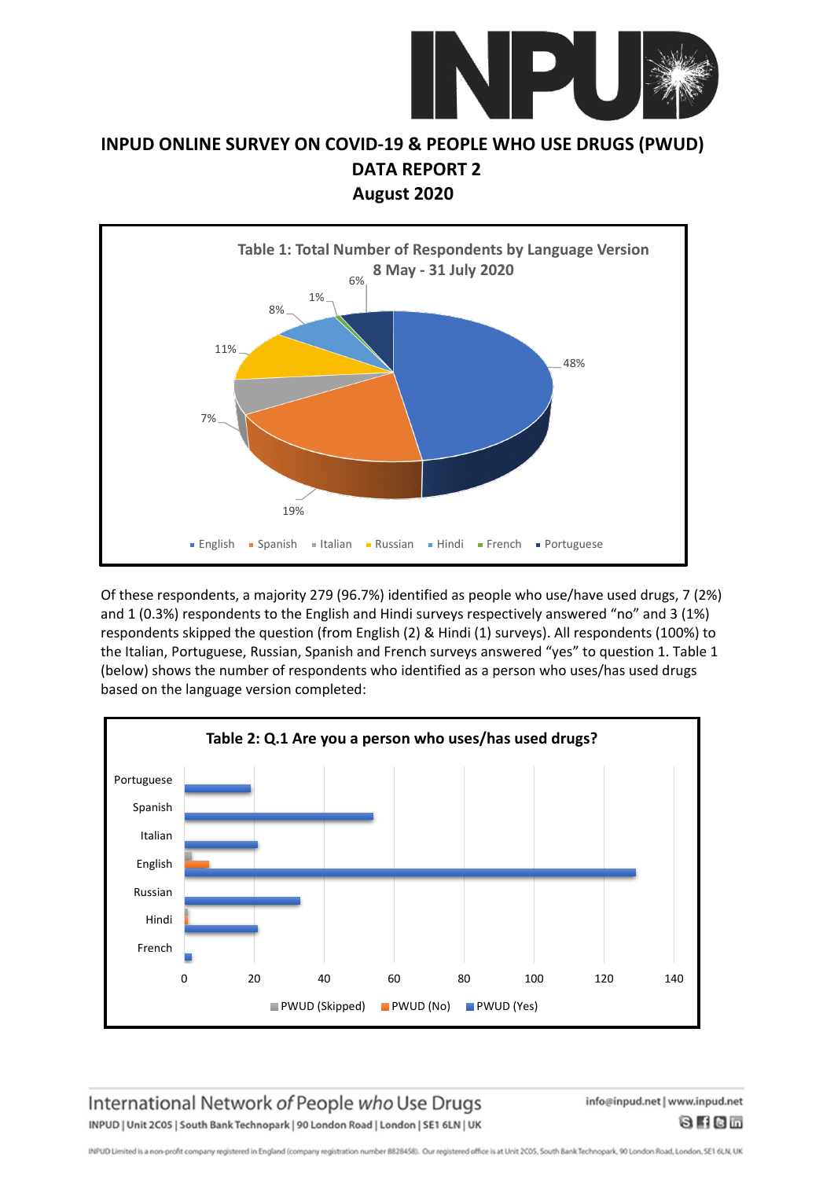# INPUD ONLINE SURVEY ON COVID-19 & PEOPLE WHO USE DRUGS (PWUD)

## DATA REPORT 2

## August 2020

**Table 1: Total Number of Respondents by Language Version 8 May - 31 July 2020**

| Language | % |
|---|---|
| English | 48% |
| Spanish | 19% |
| Italian | 7% |
| Russian | 11% |
| Hindi | 8% |
| French | 1% |
| Portuguese | 6% |

Of these respondents, a majority 279 (96.7%) identified as people who use/have used drugs, 7 (2%) and 1 (0.3%) respondents to the English and Hindi surveys respectively answered "no" and 3 (1%) respondents skipped the question (from English (2) & Hindi (1) surveys). All respondents (100%) to the Italian, Portuguese, Russian, Spanish and French surveys answered "yes" to question 1. Table 1 (below) shows the number of respondents who identified as a person who uses/has used drugs based on the language version completed:

**Table 2: Q.1 Are you a person who uses/has used drugs?**

| Language | PWUD (Skipped) | PWUD (No) | PWUD (Yes) |
|---|---|---|---|
| Portuguese | | | 19 |
| Spanish | | | 54 |
| Italian | | | 21 |
| English | 2 | 7 | 129 |
| Russian | | | 33 |
| Hindi | 1 | 1 | 21 |
| French | | | 2 |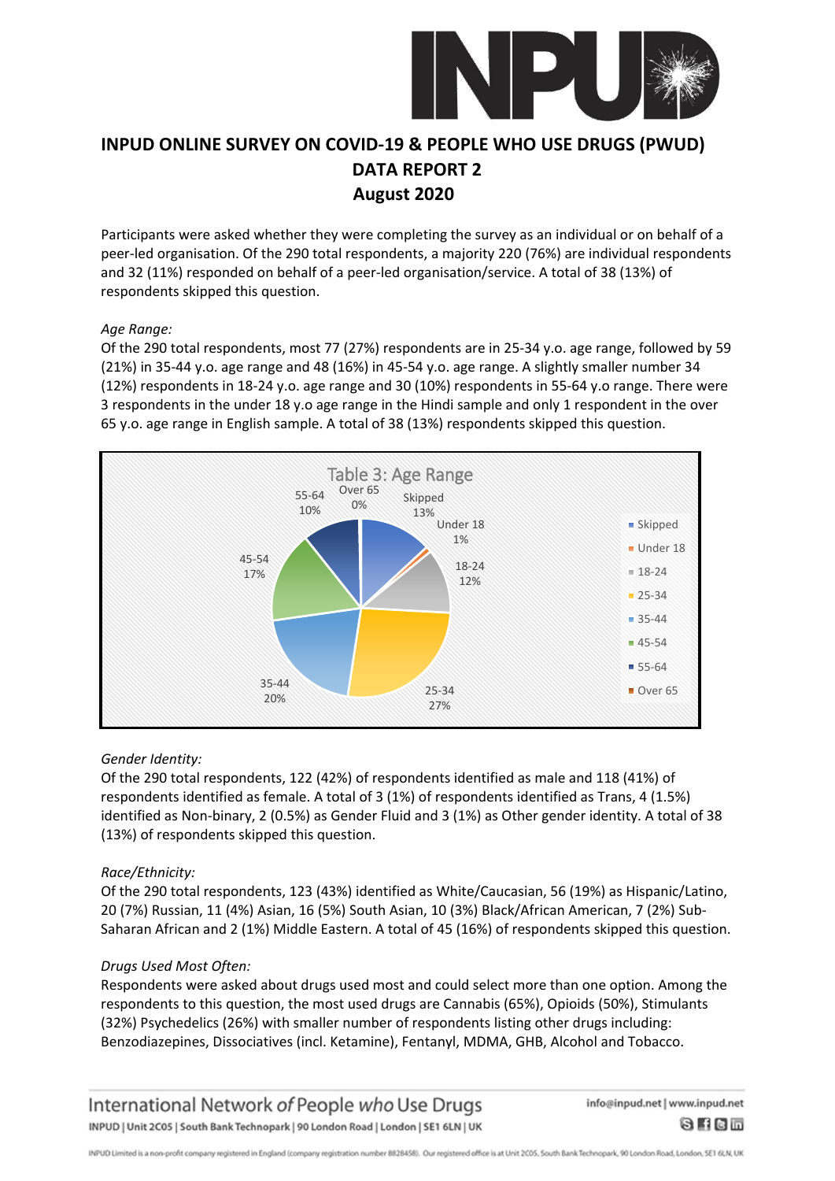# INPUD ONLINE SURVEY ON COVID-19 & PEOPLE WHO USE DRUGS (PWUD) DATA REPORT 2 August 2020

Participants were asked whether they were completing the survey as an individual or on behalf of a peer-led organisation. Of the 290 total respondents, a majority 220 (76%) are individual respondents and 32 (11%) responded on behalf of a peer-led organisation/service. A total of 38 (13%) of respondents skipped this question.

*Age Range:*

Of the 290 total respondents, most 77 (27%) respondents are in 25-34 y.o. age range, followed by 59 (21%) in 35-44 y.o. age range and 48 (16%) in 45-54 y.o. age range. A slightly smaller number 34 (12%) respondents in 18-24 y.o. age range and 30 (10%) respondents in 55-64 y.o range. There were 3 respondents in the under 18 y.o age range in the Hindi sample and only 1 respondent in the over 65 y.o. age range in English sample. A total of 38 (13%) respondents skipped this question.

**Table 3: Age Range**

| Age Range | Percentage |
|---|---|
| Skipped | 13% |
| Under 18 | 1% |
| 18-24 | 12% |
| 25-34 | 27% |
| 35-44 | 20% |
| 45-54 | 17% |
| 55-64 | 10% |
| Over 65 | 0% |

*Gender Identity:*

Of the 290 total respondents, 122 (42%) of respondents identified as male and 118 (41%) of respondents identified as female. A total of 3 (1%) of respondents identified as Trans, 4 (1.5%) identified as Non-binary, 2 (0.5%) as Gender Fluid and 3 (1%) as Other gender identity. A total of 38 (13%) of respondents skipped this question.

*Race/Ethnicity:*

Of the 290 total respondents, 123 (43%) identified as White/Caucasian, 56 (19%) as Hispanic/Latino, 20 (7%) Russian, 11 (4%) Asian, 16 (5%) South Asian, 10 (3%) Black/African American, 7 (2%) Sub-Saharan African and 2 (1%) Middle Eastern. A total of 45 (16%) of respondents skipped this question.

*Drugs Used Most Often:*

Respondents were asked about drugs used most and could select more than one option. Among the respondents to this question, the most used drugs are Cannabis (65%), Opioids (50%), Stimulants (32%) Psychedelics (26%) with smaller number of respondents listing other drugs including: Benzodiazepines, Dissociatives (incl. Ketamine), Fentanyl, MDMA, GHB, Alcohol and Tobacco.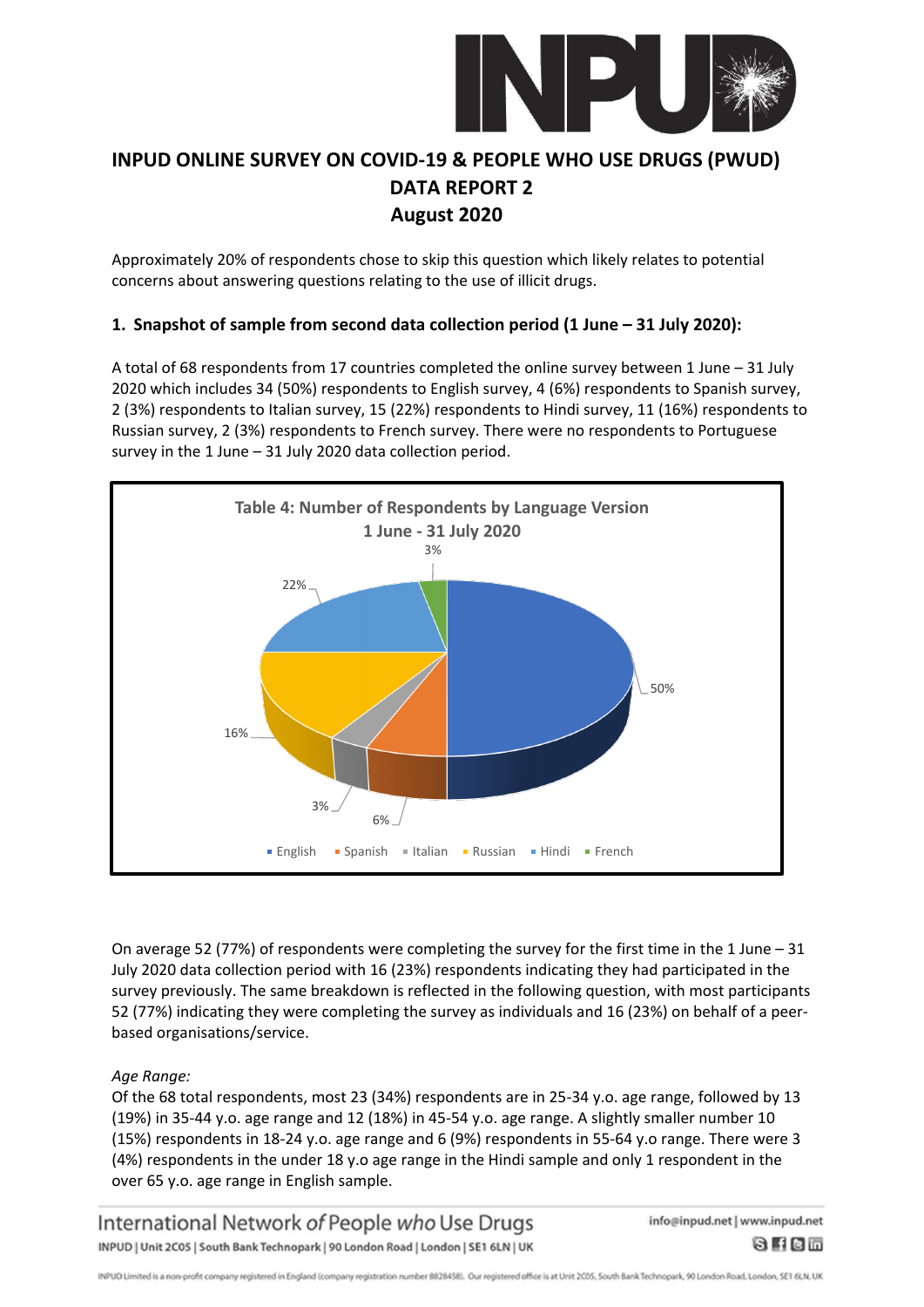# INPUD ONLINE SURVEY ON COVID-19 & PEOPLE WHO USE DRUGS (PWUD)
## DATA REPORT 2
## August 2020

Approximately 20% of respondents chose to skip this question which likely relates to potential concerns about answering questions relating to the use of illicit drugs.

### 1. Snapshot of sample from second data collection period (1 June – 31 July 2020):

A total of 68 respondents from 17 countries completed the online survey between 1 June – 31 July 2020 which includes 34 (50%) respondents to English survey, 4 (6%) respondents to Spanish survey, 2 (3%) respondents to Italian survey, 15 (22%) respondents to Hindi survey, 11 (16%) respondents to Russian survey, 2 (3%) respondents to French survey. There were no respondents to Portuguese survey in the 1 June – 31 July 2020 data collection period.

**Table 4: Number of Respondents by Language Version 1 June - 31 July 2020**

| Language | Percentage |
| --- | --- |
| English | 50% |
| Spanish | 6% |
| Italian | 3% |
| Russian | 16% |
| Hindi | 22% |
| French | 3% |

On average 52 (77%) of respondents were completing the survey for the first time in the 1 June – 31 July 2020 data collection period with 16 (23%) respondents indicating they had participated in the survey previously. The same breakdown is reflected in the following question, with most participants 52 (77%) indicating they were completing the survey as individuals and 16 (23%) on behalf of a peer-based organisations/service.

*Age Range:*
Of the 68 total respondents, most 23 (34%) respondents are in 25-34 y.o. age range, followed by 13 (19%) in 35-44 y.o. age range and 12 (18%) in 45-54 y.o. age range. A slightly smaller number 10 (15%) respondents in 18-24 y.o. age range and 6 (9%) respondents in 55-64 y.o range. There were 3 (4%) respondents in the under 18 y.o age range in the Hindi sample and only 1 respondent in the over 65 y.o. age range in English sample.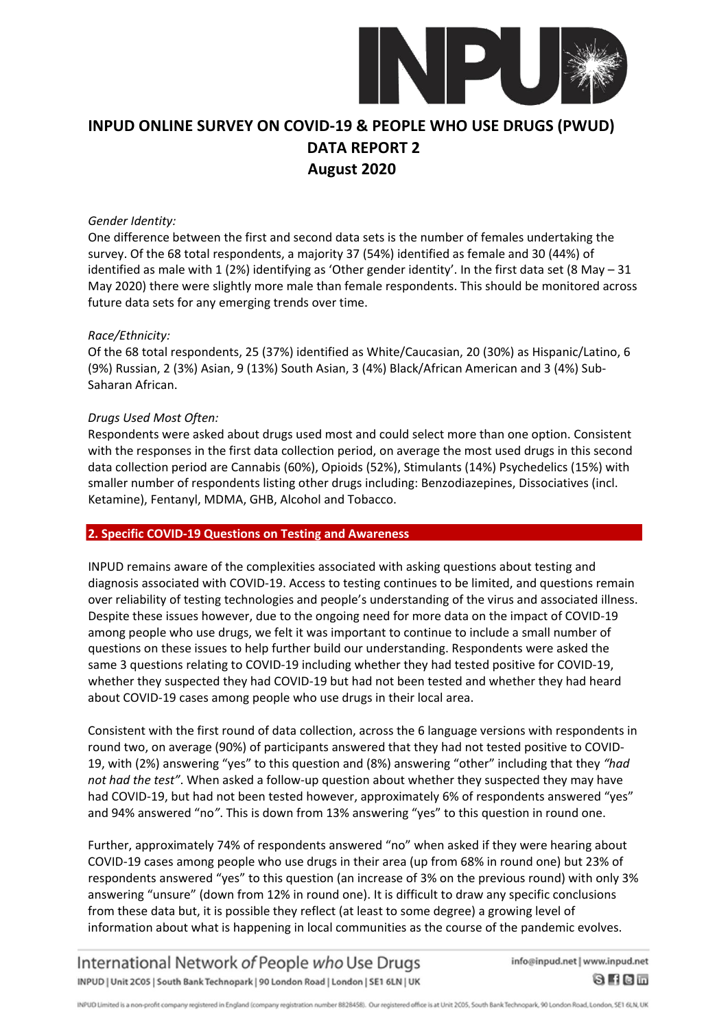# INPUD ONLINE SURVEY ON COVID-19 & PEOPLE WHO USE DRUGS (PWUD) DATA REPORT 2 August 2020

*Gender Identity:*

One difference between the first and second data sets is the number of females undertaking the survey. Of the 68 total respondents, a majority 37 (54%) identified as female and 30 (44%) of identified as male with 1 (2%) identifying as 'Other gender identity'. In the first data set (8 May – 31 May 2020) there were slightly more male than female respondents. This should be monitored across future data sets for any emerging trends over time.

*Race/Ethnicity:*

Of the 68 total respondents, 25 (37%) identified as White/Caucasian, 20 (30%) as Hispanic/Latino, 6 (9%) Russian, 2 (3%) Asian, 9 (13%) South Asian, 3 (4%) Black/African American and 3 (4%) Sub-Saharan African.

*Drugs Used Most Often:*

Respondents were asked about drugs used most and could select more than one option. Consistent with the responses in the first data collection period, on average the most used drugs in this second data collection period are Cannabis (60%), Opioids (52%), Stimulants (14%) Psychedelics (15%) with smaller number of respondents listing other drugs including: Benzodiazepines, Dissociatives (incl. Ketamine), Fentanyl, MDMA, GHB, Alcohol and Tobacco.

## 2. Specific COVID-19 Questions on Testing and Awareness

INPUD remains aware of the complexities associated with asking questions about testing and diagnosis associated with COVID-19. Access to testing continues to be limited, and questions remain over reliability of testing technologies and people's understanding of the virus and associated illness. Despite these issues however, due to the ongoing need for more data on the impact of COVID-19 among people who use drugs, we felt it was important to continue to include a small number of questions on these issues to help further build our understanding. Respondents were asked the same 3 questions relating to COVID-19 including whether they had tested positive for COVID-19, whether they suspected they had COVID-19 but had not been tested and whether they had heard about COVID-19 cases among people who use drugs in their local area.

Consistent with the first round of data collection, across the 6 language versions with respondents in round two, on average (90%) of participants answered that they had not tested positive to COVID-19, with (2%) answering "yes" to this question and (8%) answering "other" including that they *"had not had the test"*. When asked a follow-up question about whether they suspected they may have had COVID-19, but had not been tested however, approximately 6% of respondents answered "yes" and 94% answered "no". This is down from 13% answering "yes" to this question in round one.

Further, approximately 74% of respondents answered "no" when asked if they were hearing about COVID-19 cases among people who use drugs in their area (up from 68% in round one) but 23% of respondents answered "yes" to this question (an increase of 3% on the previous round) with only 3% answering "unsure" (down from 12% in round one). It is difficult to draw any specific conclusions from these data but, it is possible they reflect (at least to some degree) a growing level of information about what is happening in local communities as the course of the pandemic evolves.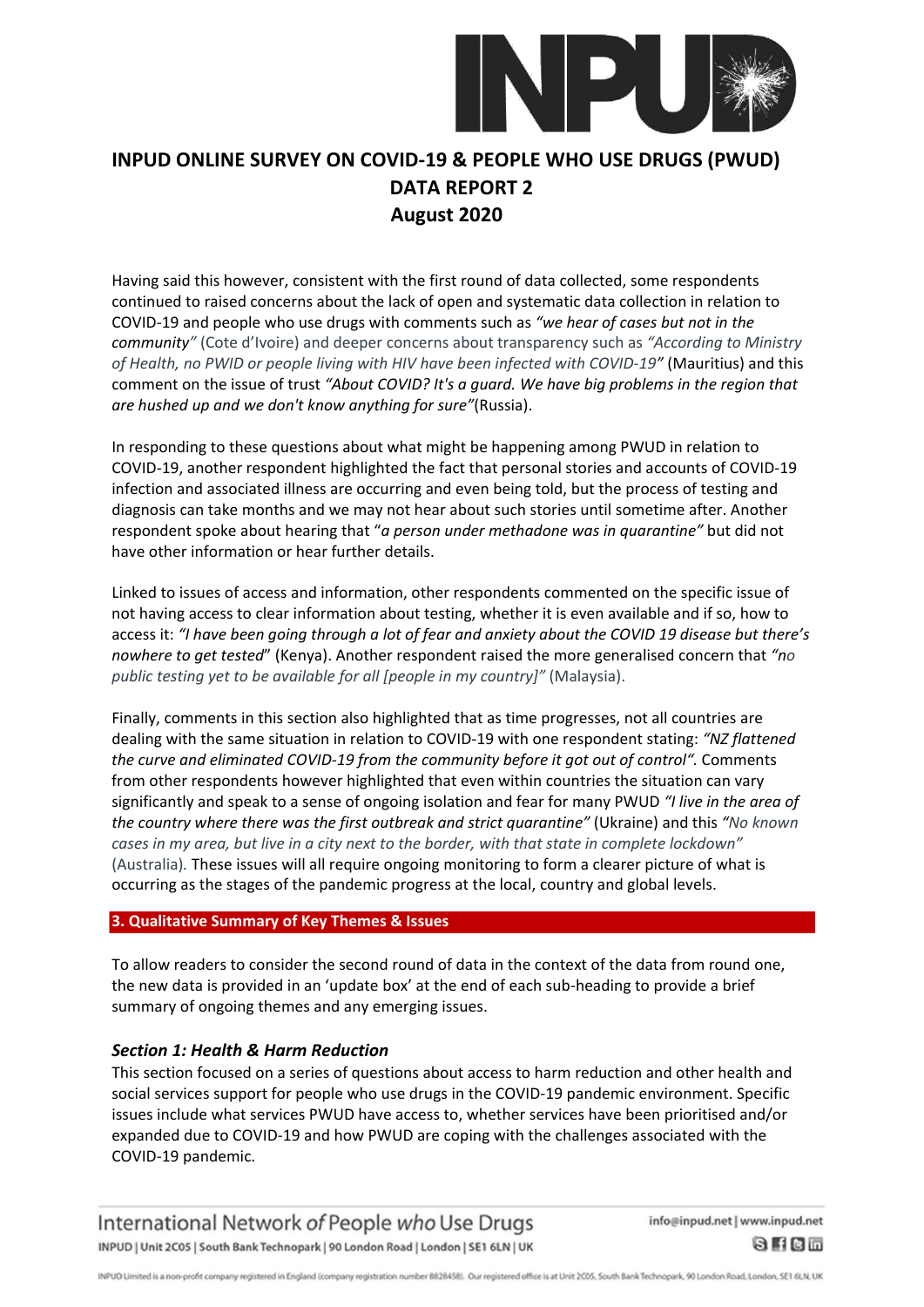# INPUD ONLINE SURVEY ON COVID-19 & PEOPLE WHO USE DRUGS (PWUD)
# DATA REPORT 2
# August 2020

Having said this however, consistent with the first round of data collected, some respondents continued to raised concerns about the lack of open and systematic data collection in relation to COVID-19 and people who use drugs with comments such as *"we hear of cases but not in the community"* (Cote d'Ivoire) and deeper concerns about transparency such as *"According to Ministry of Health, no PWID or people living with HIV have been infected with COVID-19"* (Mauritius) and this comment on the issue of trust *"About COVID? It's a guard. We have big problems in the region that are hushed up and we don't know anything for sure"*(Russia).

In responding to these questions about what might be happening among PWUD in relation to COVID-19, another respondent highlighted the fact that personal stories and accounts of COVID-19 infection and associated illness are occurring and even being told, but the process of testing and diagnosis can take months and we may not hear about such stories until sometime after. Another respondent spoke about hearing that "*a person under methadone was in quarantine"* but did not have other information or hear further details.

Linked to issues of access and information, other respondents commented on the specific issue of not having access to clear information about testing, whether it is even available and if so, how to access it: *"I have been going through a lot of fear and anxiety about the COVID 19 disease but there's nowhere to get tested*" (Kenya). Another respondent raised the more generalised concern that *"no public testing yet to be available for all [people in my country]"* (Malaysia).

Finally, comments in this section also highlighted that as time progresses, not all countries are dealing with the same situation in relation to COVID-19 with one respondent stating: *"NZ flattened the curve and eliminated COVID-19 from the community before it got out of control"*. Comments from other respondents however highlighted that even within countries the situation can vary significantly and speak to a sense of ongoing isolation and fear for many PWUD *"I live in the area of the country where there was the first outbreak and strict quarantine"* (Ukraine) and this *"No known cases in my area, but live in a city next to the border, with that state in complete lockdown"* (Australia). These issues will all require ongoing monitoring to form a clearer picture of what is occurring as the stages of the pandemic progress at the local, country and global levels.

## 3. Qualitative Summary of Key Themes & Issues

To allow readers to consider the second round of data in the context of the data from round one, the new data is provided in an 'update box' at the end of each sub-heading to provide a brief summary of ongoing themes and any emerging issues.

### *Section 1: Health & Harm Reduction*

This section focused on a series of questions about access to harm reduction and other health and social services support for people who use drugs in the COVID-19 pandemic environment. Specific issues include what services PWUD have access to, whether services have been prioritised and/or expanded due to COVID-19 and how PWUD are coping with the challenges associated with the COVID-19 pandemic.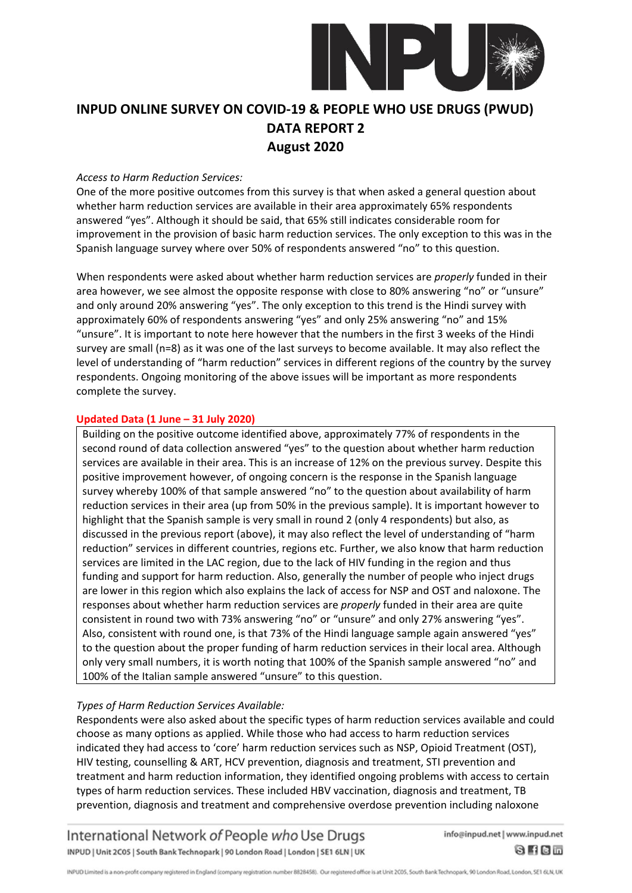## INPUD ONLINE SURVEY ON COVID-19 & PEOPLE WHO USE DRUGS (PWUD) DATA REPORT 2 August 2020

*Access to Harm Reduction Services:*

One of the more positive outcomes from this survey is that when asked a general question about whether harm reduction services are available in their area approximately 65% respondents answered "yes". Although it should be said, that 65% still indicates considerable room for improvement in the provision of basic harm reduction services. The only exception to this was in the Spanish language survey where over 50% of respondents answered "no" to this question.

When respondents were asked about whether harm reduction services are *properly* funded in their area however, we see almost the opposite response with close to 80% answering "no" or "unsure" and only around 20% answering "yes". The only exception to this trend is the Hindi survey with approximately 60% of respondents answering "yes" and only 25% answering "no" and 15% "unsure". It is important to note here however that the numbers in the first 3 weeks of the Hindi survey are small (n=8) as it was one of the last surveys to become available. It may also reflect the level of understanding of "harm reduction" services in different regions of the country by the survey respondents. Ongoing monitoring of the above issues will be important as more respondents complete the survey.

**Updated Data (1 June – 31 July 2020)**

Building on the positive outcome identified above, approximately 77% of respondents in the second round of data collection answered "yes" to the question about whether harm reduction services are available in their area. This is an increase of 12% on the previous survey. Despite this positive improvement however, of ongoing concern is the response in the Spanish language survey whereby 100% of that sample answered "no" to the question about availability of harm reduction services in their area (up from 50% in the previous sample). It is important however to highlight that the Spanish sample is very small in round 2 (only 4 respondents) but also, as discussed in the previous report (above), it may also reflect the level of understanding of "harm reduction" services in different countries, regions etc. Further, we also know that harm reduction services are limited in the LAC region, due to the lack of HIV funding in the region and thus funding and support for harm reduction. Also, generally the number of people who inject drugs are lower in this region which also explains the lack of access for NSP and OST and naloxone. The responses about whether harm reduction services are *properly* funded in their area are quite consistent in round two with 73% answering "no" or "unsure" and only 27% answering "yes". Also, consistent with round one, is that 73% of the Hindi language sample again answered "yes" to the question about the proper funding of harm reduction services in their local area. Although only very small numbers, it is worth noting that 100% of the Spanish sample answered "no" and 100% of the Italian sample answered "unsure" to this question.

*Types of Harm Reduction Services Available:*

Respondents were also asked about the specific types of harm reduction services available and could choose as many options as applied. While those who had access to harm reduction services indicated they had access to 'core' harm reduction services such as NSP, Opioid Treatment (OST), HIV testing, counselling & ART, HCV prevention, diagnosis and treatment, STI prevention and treatment and harm reduction information, they identified ongoing problems with access to certain types of harm reduction services. These included HBV vaccination, diagnosis and treatment, TB prevention, diagnosis and treatment and comprehensive overdose prevention including naloxone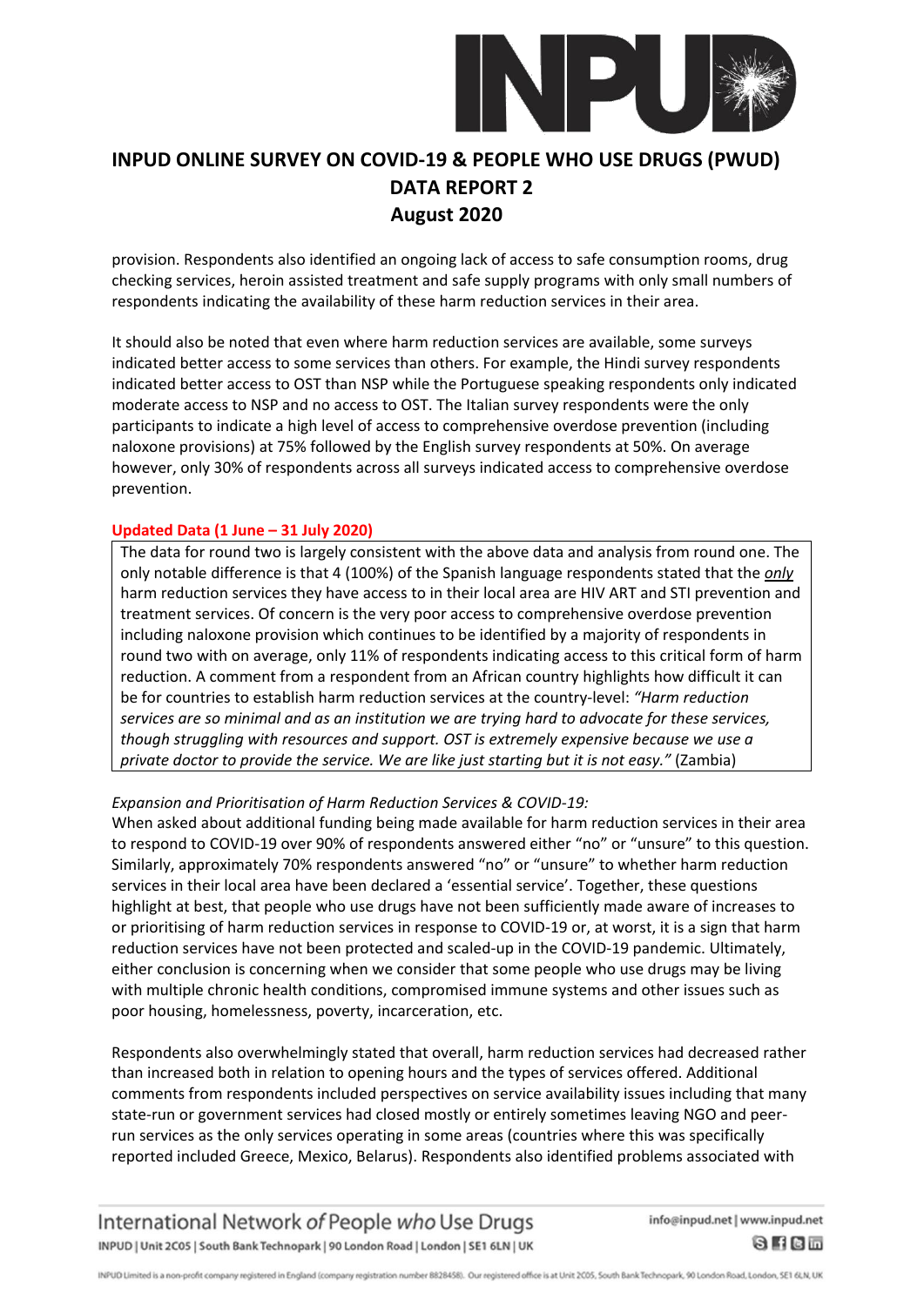provision. Respondents also identified an ongoing lack of access to safe consumption rooms, drug checking services, heroin assisted treatment and safe supply programs with only small numbers of respondents indicating the availability of these harm reduction services in their area.

It should also be noted that even where harm reduction services are available, some surveys indicated better access to some services than others. For example, the Hindi survey respondents indicated better access to OST than NSP while the Portuguese speaking respondents only indicated moderate access to NSP and no access to OST. The Italian survey respondents were the only participants to indicate a high level of access to comprehensive overdose prevention (including naloxone provisions) at 75% followed by the English survey respondents at 50%. On average however, only 30% of respondents across all surveys indicated access to comprehensive overdose prevention.

**Updated Data (1 June – 31 July 2020)**

The data for round two is largely consistent with the above data and analysis from round one. The only notable difference is that 4 (100%) of the Spanish language respondents stated that the ***only*** harm reduction services they have access to in their local area are HIV ART and STI prevention and treatment services. Of concern is the very poor access to comprehensive overdose prevention including naloxone provision which continues to be identified by a majority of respondents in round two with on average, only 11% of respondents indicating access to this critical form of harm reduction. A comment from a respondent from an African country highlights how difficult it can be for countries to establish harm reduction services at the country-level: *"Harm reduction services are so minimal and as an institution we are trying hard to advocate for these services, though struggling with resources and support. OST is extremely expensive because we use a private doctor to provide the service. We are like just starting but it is not easy."* (Zambia)

*Expansion and Prioritisation of Harm Reduction Services & COVID-19:*

When asked about additional funding being made available for harm reduction services in their area to respond to COVID-19 over 90% of respondents answered either "no" or "unsure" to this question. Similarly, approximately 70% respondents answered "no" or "unsure" to whether harm reduction services in their local area have been declared a 'essential service'. Together, these questions highlight at best, that people who use drugs have not been sufficiently made aware of increases to or prioritising of harm reduction services in response to COVID-19 or, at worst, it is a sign that harm reduction services have not been protected and scaled-up in the COVID-19 pandemic. Ultimately, either conclusion is concerning when we consider that some people who use drugs may be living with multiple chronic health conditions, compromised immune systems and other issues such as poor housing, homelessness, poverty, incarceration, etc.

Respondents also overwhelmingly stated that overall, harm reduction services had decreased rather than increased both in relation to opening hours and the types of services offered. Additional comments from respondents included perspectives on service availability issues including that many state-run or government services had closed mostly or entirely sometimes leaving NGO and peer-run services as the only services operating in some areas (countries where this was specifically reported included Greece, Mexico, Belarus). Respondents also identified problems associated with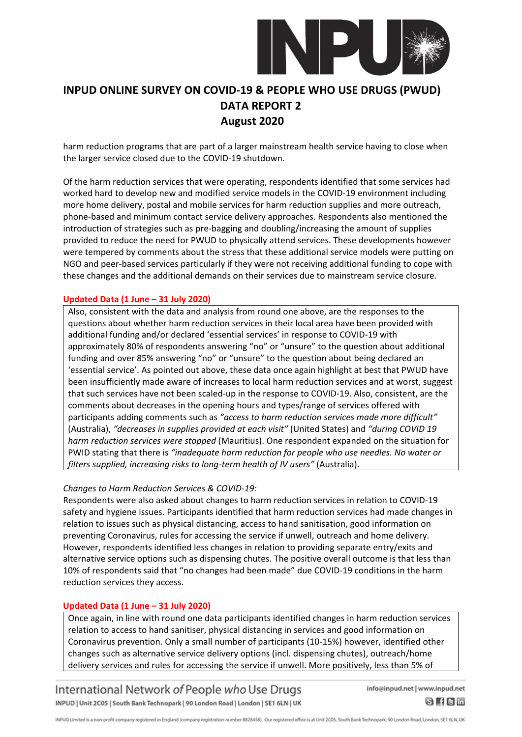harm reduction programs that are part of a larger mainstream health service having to close when the larger service closed due to the COVID-19 shutdown.

Of the harm reduction services that were operating, respondents identified that some services had worked hard to develop new and modified service models in the COVID-19 environment including more home delivery, postal and mobile services for harm reduction supplies and more outreach, phone-based and minimum contact service delivery approaches. Respondents also mentioned the introduction of strategies such as pre-bagging and doubling/increasing the amount of supplies provided to reduce the need for PWUD to physically attend services. These developments however were tempered by comments about the stress that these additional service models were putting on NGO and peer-based services particularly if they were not receiving additional funding to cope with these changes and the additional demands on their services due to mainstream service closure.

**Updated Data (1 June – 31 July 2020)**

Also, consistent with the data and analysis from round one above, are the responses to the questions about whether harm reduction services in their local area have been provided with additional funding and/or declared 'essential services' in response to COVID-19 with approximately 80% of respondents answering "no" or "unsure" to the question about additional funding and over 85% answering "no" or "unsure" to the question about being declared an 'essential service'. As pointed out above, these data once again highlight at best that PWUD have been insufficiently made aware of increases to local harm reduction services and at worst, suggest that such services have not been scaled-up in the response to COVID-19. Also, consistent, are the comments about decreases in the opening hours and types/range of services offered with participants adding comments such as *"access to harm reduction services made more difficult"* (Australia), *"decreases in supplies provided at each visit"* (United States) and *"during COVID 19 harm reduction services were stopped* (Mauritius). One respondent expanded on the situation for PWID stating that there is *"inadequate harm reduction for people who use needles. No water or filters supplied, increasing risks to long-term health of IV users"* (Australia).

*Changes to Harm Reduction Services & COVID-19:*

Respondents were also asked about changes to harm reduction services in relation to COVID-19 safety and hygiene issues. Participants identified that harm reduction services had made changes in relation to issues such as physical distancing, access to hand sanitisation, good information on preventing Coronavirus, rules for accessing the service if unwell, outreach and home delivery. However, respondents identified less changes in relation to providing separate entry/exits and alternative service options such as dispensing chutes. The positive overall outcome is that less than 10% of respondents said that "no changes had been made" due COVID-19 conditions in the harm reduction services they access.

**Updated Data (1 June – 31 July 2020)**

Once again, in line with round one data participants identified changes in harm reduction services relation to access to hand sanitiser, physical distancing in services and good information on Coronavirus prevention. Only a small number of participants (10-15%) however, identified other changes such as alternative service delivery options (incl. dispensing chutes), outreach/home delivery services and rules for accessing the service if unwell. More positively, less than 5% of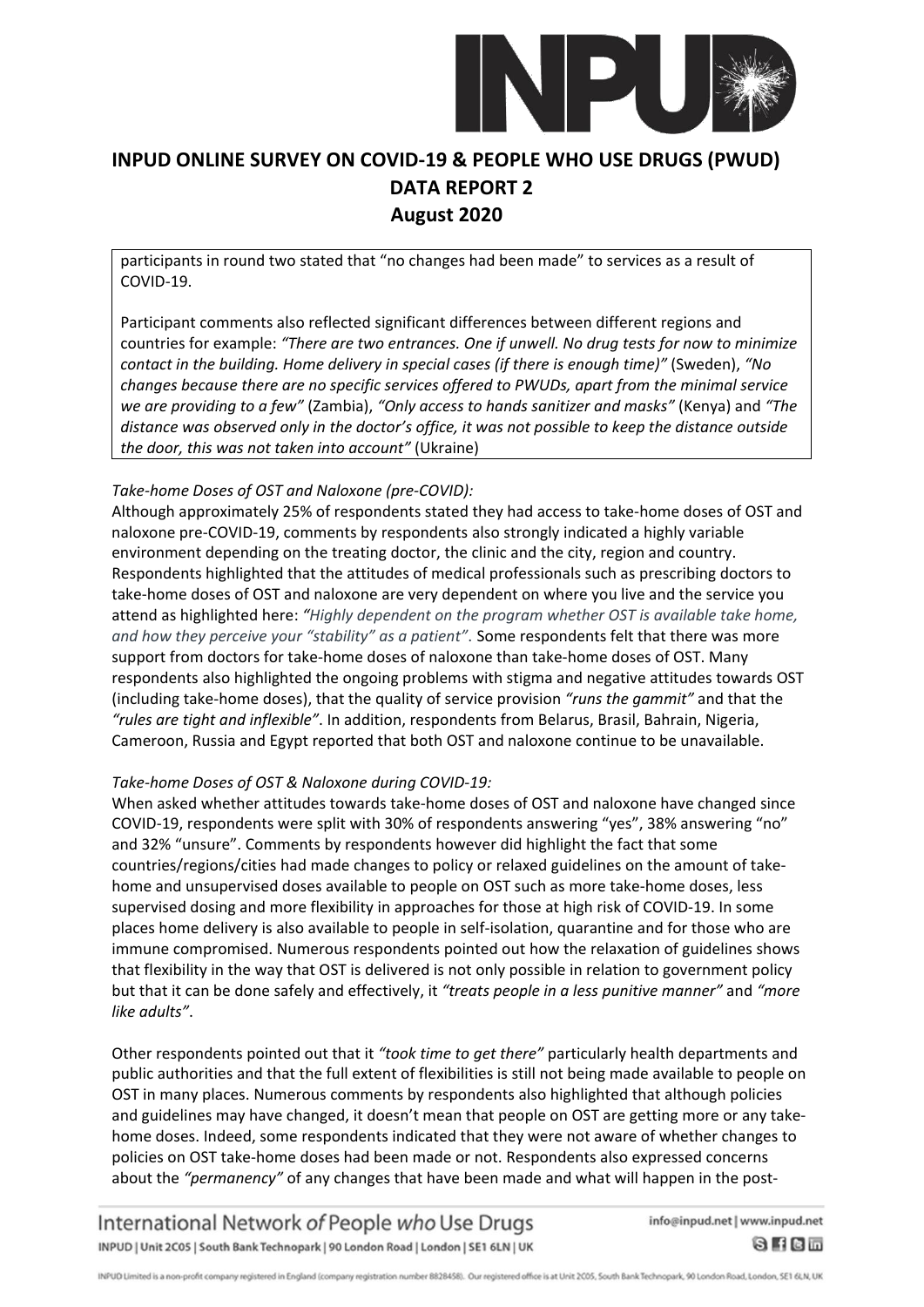participants in round two stated that "no changes had been made" to services as a result of COVID-19.

Participant comments also reflected significant differences between different regions and countries for example: *"There are two entrances. One if unwell. No drug tests for now to minimize contact in the building. Home delivery in special cases (if there is enough time)"* (Sweden), *"No changes because there are no specific services offered to PWUDs, apart from the minimal service we are providing to a few"* (Zambia), *"Only access to hands sanitizer and masks"* (Kenya) and *"The distance was observed only in the doctor's office, it was not possible to keep the distance outside the door, this was not taken into account"* (Ukraine)

*Take-home Doses of OST and Naloxone (pre-COVID):*

Although approximately 25% of respondents stated they had access to take-home doses of OST and naloxone pre-COVID-19, comments by respondents also strongly indicated a highly variable environment depending on the treating doctor, the clinic and the city, region and country. Respondents highlighted that the attitudes of medical professionals such as prescribing doctors to take-home doses of OST and naloxone are very dependent on where you live and the service you attend as highlighted here: *"Highly dependent on the program whether OST is available take home, and how they perceive your "stability" as a patient".* Some respondents felt that there was more support from doctors for take-home doses of naloxone than take-home doses of OST. Many respondents also highlighted the ongoing problems with stigma and negative attitudes towards OST (including take-home doses), that the quality of service provision *"runs the gammit"* and that the *"rules are tight and inflexible"*. In addition, respondents from Belarus, Brasil, Bahrain, Nigeria, Cameroon, Russia and Egypt reported that both OST and naloxone continue to be unavailable.

*Take-home Doses of OST & Naloxone during COVID-19:*

When asked whether attitudes towards take-home doses of OST and naloxone have changed since COVID-19, respondents were split with 30% of respondents answering "yes", 38% answering "no" and 32% "unsure". Comments by respondents however did highlight the fact that some countries/regions/cities had made changes to policy or relaxed guidelines on the amount of take-home and unsupervised doses available to people on OST such as more take-home doses, less supervised dosing and more flexibility in approaches for those at high risk of COVID-19. In some places home delivery is also available to people in self-isolation, quarantine and for those who are immune compromised. Numerous respondents pointed out how the relaxation of guidelines shows that flexibility in the way that OST is delivered is not only possible in relation to government policy but that it can be done safely and effectively, it *"treats people in a less punitive manner"* and *"more like adults"*.

Other respondents pointed out that it *"took time to get there"* particularly health departments and public authorities and that the full extent of flexibilities is still not being made available to people on OST in many places. Numerous comments by respondents also highlighted that although policies and guidelines may have changed, it doesn't mean that people on OST are getting more or any take-home doses. Indeed, some respondents indicated that they were not aware of whether changes to policies on OST take-home doses had been made or not. Respondents also expressed concerns about the *"permanency"* of any changes that have been made and what will happen in the post-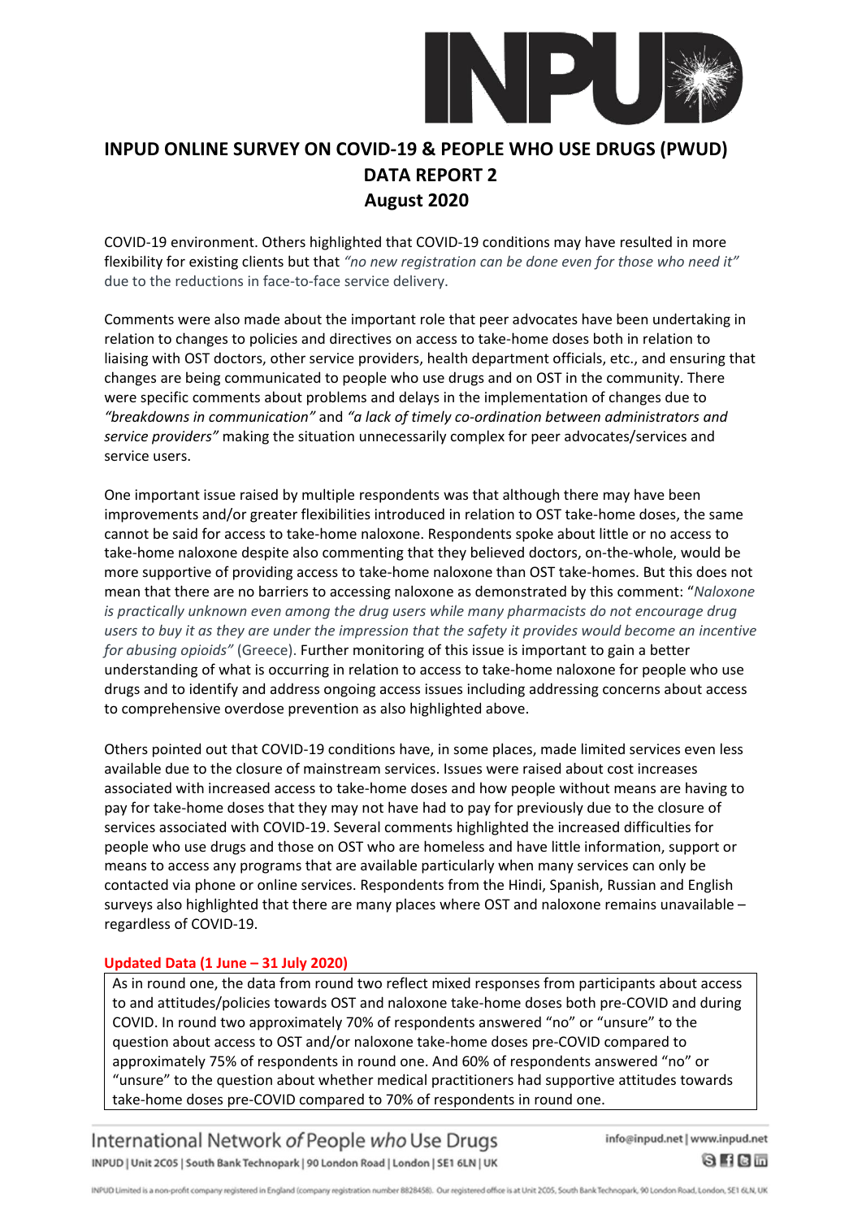COVID-19 environment. Others highlighted that COVID-19 conditions may have resulted in more flexibility for existing clients but that *"no new registration can be done even for those who need it"* due to the reductions in face-to-face service delivery.

Comments were also made about the important role that peer advocates have been undertaking in relation to changes to policies and directives on access to take-home doses both in relation to liaising with OST doctors, other service providers, health department officials, etc., and ensuring that changes are being communicated to people who use drugs and on OST in the community. There were specific comments about problems and delays in the implementation of changes due to *"breakdowns in communication"* and *"a lack of timely co-ordination between administrators and service providers"* making the situation unnecessarily complex for peer advocates/services and service users.

One important issue raised by multiple respondents was that although there may have been improvements and/or greater flexibilities introduced in relation to OST take-home doses, the same cannot be said for access to take-home naloxone. Respondents spoke about little or no access to take-home naloxone despite also commenting that they believed doctors, on-the-whole, would be more supportive of providing access to take-home naloxone than OST take-homes. But this does not mean that there are no barriers to accessing naloxone as demonstrated by this comment: "*Naloxone is practically unknown even among the drug users while many pharmacists do not encourage drug users to buy it as they are under the impression that the safety it provides would become an incentive for abusing opioids"* (Greece). Further monitoring of this issue is important to gain a better understanding of what is occurring in relation to access to take-home naloxone for people who use drugs and to identify and address ongoing access issues including addressing concerns about access to comprehensive overdose prevention as also highlighted above.

Others pointed out that COVID-19 conditions have, in some places, made limited services even less available due to the closure of mainstream services. Issues were raised about cost increases associated with increased access to take-home doses and how people without means are having to pay for take-home doses that they may not have had to pay for previously due to the closure of services associated with COVID-19. Several comments highlighted the increased difficulties for people who use drugs and those on OST who are homeless and have little information, support or means to access any programs that are available particularly when many services can only be contacted via phone or online services. Respondents from the Hindi, Spanish, Russian and English surveys also highlighted that there are many places where OST and naloxone remains unavailable – regardless of COVID-19.

**Updated Data (1 June – 31 July 2020)**

As in round one, the data from round two reflect mixed responses from participants about access to and attitudes/policies towards OST and naloxone take-home doses both pre-COVID and during COVID. In round two approximately 70% of respondents answered "no" or "unsure" to the question about access to OST and/or naloxone take-home doses pre-COVID compared to approximately 75% of respondents in round one. And 60% of respondents answered "no" or "unsure" to the question about whether medical practitioners had supportive attitudes towards take-home doses pre-COVID compared to 70% of respondents in round one.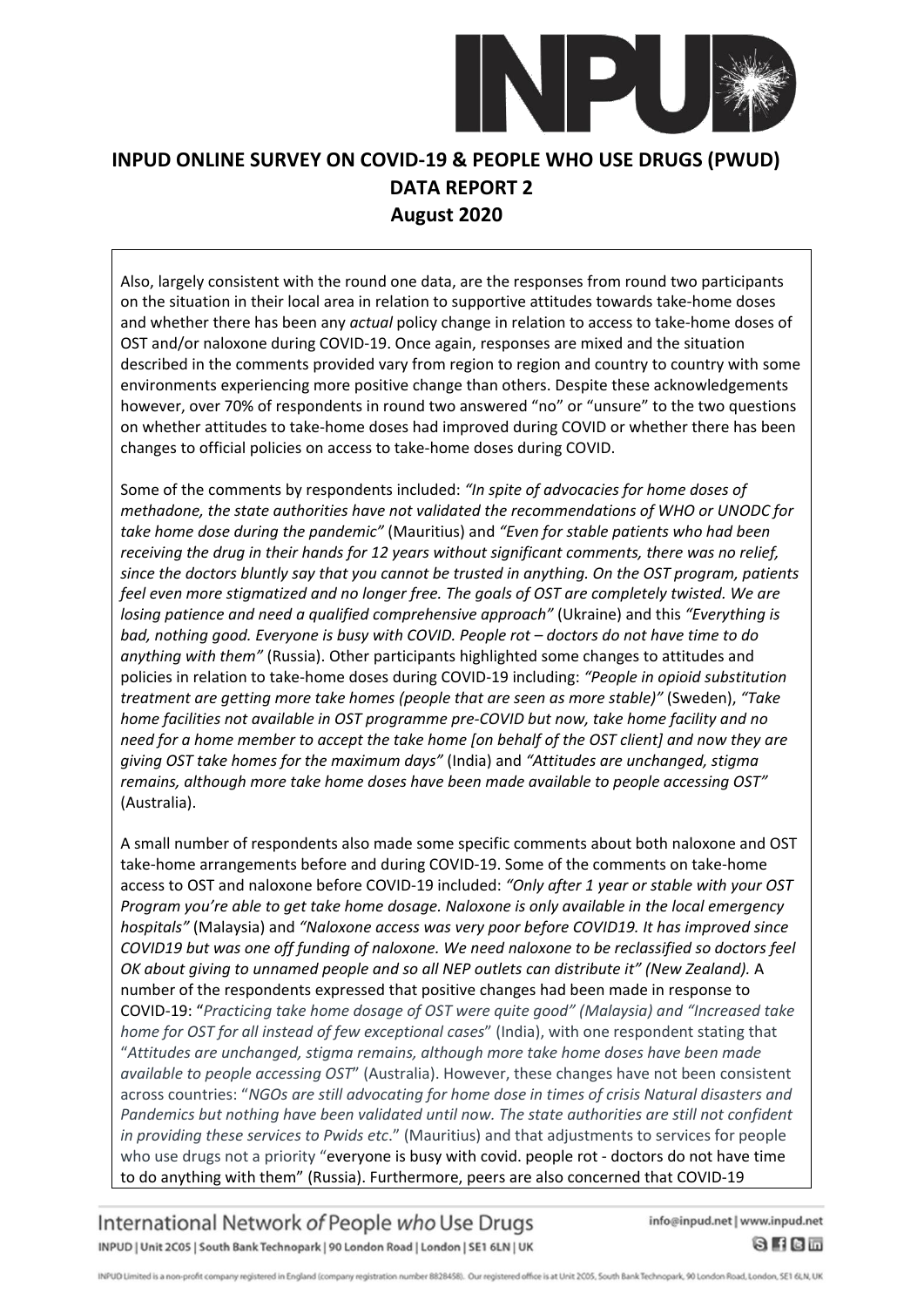# INPUD ONLINE SURVEY ON COVID-19 & PEOPLE WHO USE DRUGS (PWUD) DATA REPORT 2 August 2020

Also, largely consistent with the round one data, are the responses from round two participants on the situation in their local area in relation to supportive attitudes towards take-home doses and whether there has been any *actual* policy change in relation to access to take-home doses of OST and/or naloxone during COVID-19. Once again, responses are mixed and the situation described in the comments provided vary from region to region and country to country with some environments experiencing more positive change than others. Despite these acknowledgements however, over 70% of respondents in round two answered "no" or "unsure" to the two questions on whether attitudes to take-home doses had improved during COVID or whether there has been changes to official policies on access to take-home doses during COVID.

Some of the comments by respondents included: *"In spite of advocacies for home doses of methadone, the state authorities have not validated the recommendations of WHO or UNODC for take home dose during the pandemic"* (Mauritius) and *"Even for stable patients who had been receiving the drug in their hands for 12 years without significant comments, there was no relief, since the doctors bluntly say that you cannot be trusted in anything. On the OST program, patients feel even more stigmatized and no longer free. The goals of OST are completely twisted. We are losing patience and need a qualified comprehensive approach"* (Ukraine) and this *"Everything is bad, nothing good. Everyone is busy with COVID. People rot – doctors do not have time to do anything with them"* (Russia). Other participants highlighted some changes to attitudes and policies in relation to take-home doses during COVID-19 including: *"People in opioid substitution treatment are getting more take homes (people that are seen as more stable)"* (Sweden), *"Take home facilities not available in OST programme pre-COVID but now, take home facility and no need for a home member to accept the take home [on behalf of the OST client] and now they are giving OST take homes for the maximum days"* (India) and *"Attitudes are unchanged, stigma remains, although more take home doses have been made available to people accessing OST"* (Australia).

A small number of respondents also made some specific comments about both naloxone and OST take-home arrangements before and during COVID-19. Some of the comments on take-home access to OST and naloxone before COVID-19 included: *"Only after 1 year or stable with your OST Program you're able to get take home dosage. Naloxone is only available in the local emergency hospitals"* (Malaysia) and *"Naloxone access was very poor before COVID19. It has improved since COVID19 but was one off funding of naloxone. We need naloxone to be reclassified so doctors feel OK about giving to unnamed people and so all NEP outlets can distribute it" (New Zealand).* A number of the respondents expressed that positive changes had been made in response to COVID-19: "*Practicing take home dosage of OST were quite good" (Malaysia) and "Increased take home for OST for all instead of few exceptional cases*" (India), with one respondent stating that "*Attitudes are unchanged, stigma remains, although more take home doses have been made available to people accessing OST*" (Australia). However, these changes have not been consistent across countries: "*NGOs are still advocating for home dose in times of crisis Natural disasters and Pandemics but nothing have been validated until now. The state authorities are still not confident in providing these services to Pwids etc*." (Mauritius) and that adjustments to services for people who use drugs not a priority "everyone is busy with covid. people rot - doctors do not have time to do anything with them" (Russia). Furthermore, peers are also concerned that COVID-19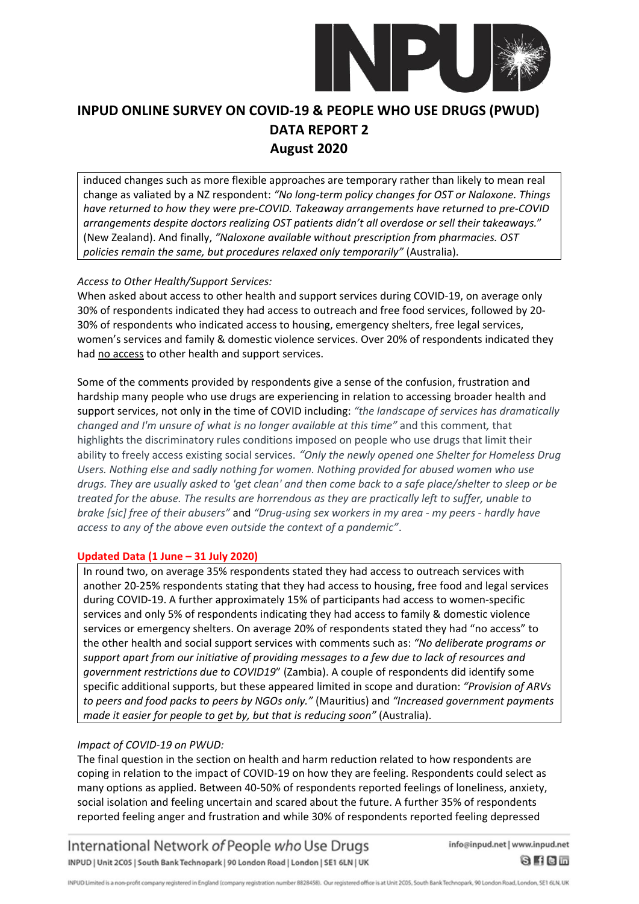# INPUD ONLINE SURVEY ON COVID-19 & PEOPLE WHO USE DRUGS (PWUD) DATA REPORT 2 August 2020

induced changes such as more flexible approaches are temporary rather than likely to mean real change as valiated by a NZ respondent: *"No long-term policy changes for OST or Naloxone. Things have returned to how they were pre-COVID. Takeaway arrangements have returned to pre-COVID arrangements despite doctors realizing OST patients didn't all overdose or sell their takeaways."* (New Zealand). And finally, *"Naloxone available without prescription from pharmacies. OST policies remain the same, but procedures relaxed only temporarily"* (Australia).

*Access to Other Health/Support Services:*

When asked about access to other health and support services during COVID-19, on average only 30% of respondents indicated they had access to outreach and free food services, followed by 20-30% of respondents who indicated access to housing, emergency shelters, free legal services, women's services and family & domestic violence services. Over 20% of respondents indicated they had no access to other health and support services.

Some of the comments provided by respondents give a sense of the confusion, frustration and hardship many people who use drugs are experiencing in relation to accessing broader health and support services, not only in the time of COVID including: *"the landscape of services has dramatically changed and I'm unsure of what is no longer available at this time"* and this comment, that highlights the discriminatory rules conditions imposed on people who use drugs that limit their ability to freely access existing social services. *"Only the newly opened one Shelter for Homeless Drug Users. Nothing else and sadly nothing for women. Nothing provided for abused women who use drugs. They are usually asked to 'get clean' and then come back to a safe place/shelter to sleep or be treated for the abuse. The results are horrendous as they are practically left to suffer, unable to brake [sic] free of their abusers"* and *"Drug-using sex workers in my area - my peers - hardly have access to any of the above even outside the context of a pandemic"*.

**Updated Data (1 June – 31 July 2020)**

In round two, on average 35% respondents stated they had access to outreach services with another 20-25% respondents stating that they had access to housing, free food and legal services during COVID-19. A further approximately 15% of participants had access to women-specific services and only 5% of respondents indicating they had access to family & domestic violence services or emergency shelters. On average 20% of respondents stated they had "no access" to the other health and social support services with comments such as: *"No deliberate programs or support apart from our initiative of providing messages to a few due to lack of resources and government restrictions due to COVID19"* (Zambia). A couple of respondents did identify some specific additional supports, but these appeared limited in scope and duration: *"Provision of ARVs to peers and food packs to peers by NGOs only."* (Mauritius) and *"Increased government payments made it easier for people to get by, but that is reducing soon"* (Australia).

*Impact of COVID-19 on PWUD:*

The final question in the section on health and harm reduction related to how respondents are coping in relation to the impact of COVID-19 on how they are feeling. Respondents could select as many options as applied. Between 40-50% of respondents reported feelings of loneliness, anxiety, social isolation and feeling uncertain and scared about the future. A further 35% of respondents reported feeling anger and frustration and while 30% of respondents reported feeling depressed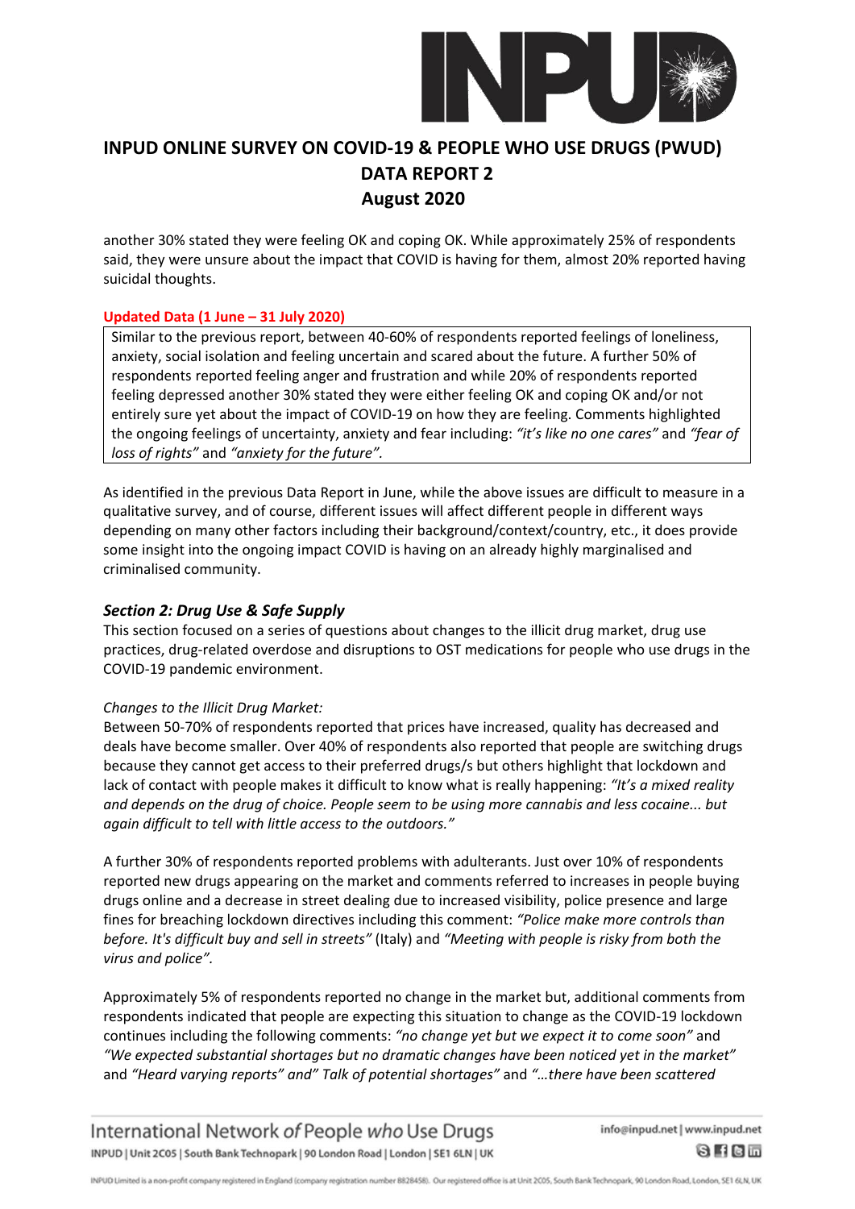another 30% stated they were feeling OK and coping OK. While approximately 25% of respondents said, they were unsure about the impact that COVID is having for them, almost 20% reported having suicidal thoughts.

**Updated Data (1 June – 31 July 2020)**

Similar to the previous report, between 40-60% of respondents reported feelings of loneliness, anxiety, social isolation and feeling uncertain and scared about the future. A further 50% of respondents reported feeling anger and frustration and while 20% of respondents reported feeling depressed another 30% stated they were either feeling OK and coping OK and/or not entirely sure yet about the impact of COVID-19 on how they are feeling. Comments highlighted the ongoing feelings of uncertainty, anxiety and fear including: *"it's like no one cares"* and *"fear of loss of rights"* and *"anxiety for the future".*

As identified in the previous Data Report in June, while the above issues are difficult to measure in a qualitative survey, and of course, different issues will affect different people in different ways depending on many other factors including their background/context/country, etc., it does provide some insight into the ongoing impact COVID is having on an already highly marginalised and criminalised community.

### *Section 2: Drug Use & Safe Supply*

This section focused on a series of questions about changes to the illicit drug market, drug use practices, drug-related overdose and disruptions to OST medications for people who use drugs in the COVID-19 pandemic environment.

*Changes to the Illicit Drug Market:*

Between 50-70% of respondents reported that prices have increased, quality has decreased and deals have become smaller. Over 40% of respondents also reported that people are switching drugs because they cannot get access to their preferred drugs/s but others highlight that lockdown and lack of contact with people makes it difficult to know what is really happening: *"It's a mixed reality and depends on the drug of choice. People seem to be using more cannabis and less cocaine... but again difficult to tell with little access to the outdoors."*

A further 30% of respondents reported problems with adulterants. Just over 10% of respondents reported new drugs appearing on the market and comments referred to increases in people buying drugs online and a decrease in street dealing due to increased visibility, police presence and large fines for breaching lockdown directives including this comment: *"Police make more controls than before. It's difficult buy and sell in streets"* (Italy) and *"Meeting with people is risky from both the virus and police".*

Approximately 5% of respondents reported no change in the market but, additional comments from respondents indicated that people are expecting this situation to change as the COVID-19 lockdown continues including the following comments: *"no change yet but we expect it to come soon"* and *"We expected substantial shortages but no dramatic changes have been noticed yet in the market"* and *"Heard varying reports" and" Talk of potential shortages"* and *"…there have been scattered*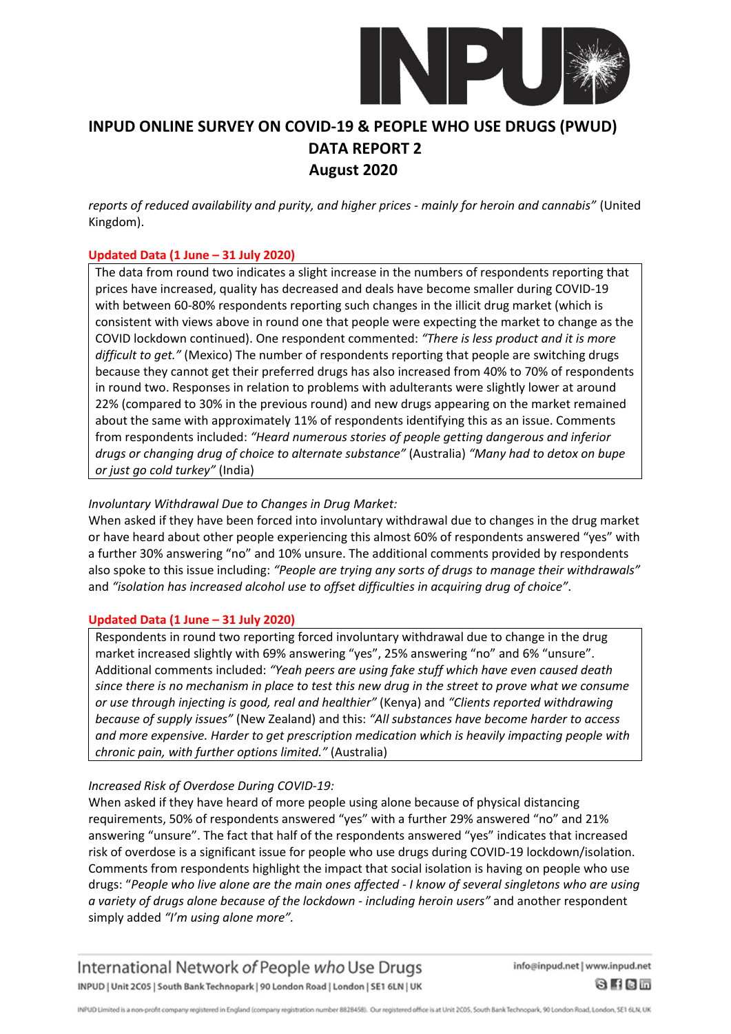*reports of reduced availability and purity, and higher prices - mainly for heroin and cannabis"* (United Kingdom).

**Updated Data (1 June – 31 July 2020)**

The data from round two indicates a slight increase in the numbers of respondents reporting that prices have increased, quality has decreased and deals have become smaller during COVID-19 with between 60-80% respondents reporting such changes in the illicit drug market (which is consistent with views above in round one that people were expecting the market to change as the COVID lockdown continued). One respondent commented: *"There is less product and it is more difficult to get."* (Mexico) The number of respondents reporting that people are switching drugs because they cannot get their preferred drugs has also increased from 40% to 70% of respondents in round two. Responses in relation to problems with adulterants were slightly lower at around 22% (compared to 30% in the previous round) and new drugs appearing on the market remained about the same with approximately 11% of respondents identifying this as an issue. Comments from respondents included: *"Heard numerous stories of people getting dangerous and inferior drugs or changing drug of choice to alternate substance"* (Australia) *"Many had to detox on bupe or just go cold turkey"* (India)

*Involuntary Withdrawal Due to Changes in Drug Market:*

When asked if they have been forced into involuntary withdrawal due to changes in the drug market or have heard about other people experiencing this almost 60% of respondents answered "yes" with a further 30% answering "no" and 10% unsure. The additional comments provided by respondents also spoke to this issue including: *"People are trying any sorts of drugs to manage their withdrawals"* and *"isolation has increased alcohol use to offset difficulties in acquiring drug of choice"*.

**Updated Data (1 June – 31 July 2020)**

Respondents in round two reporting forced involuntary withdrawal due to change in the drug market increased slightly with 69% answering "yes", 25% answering "no" and 6% "unsure". Additional comments included: *"Yeah peers are using fake stuff which have even caused death since there is no mechanism in place to test this new drug in the street to prove what we consume or use through injecting is good, real and healthier"* (Kenya) and *"Clients reported withdrawing because of supply issues"* (New Zealand) and this: *"All substances have become harder to access and more expensive. Harder to get prescription medication which is heavily impacting people with chronic pain, with further options limited."* (Australia)

*Increased Risk of Overdose During COVID-19:*

When asked if they have heard of more people using alone because of physical distancing requirements, 50% of respondents answered "yes" with a further 29% answered "no" and 21% answering "unsure". The fact that half of the respondents answered "yes" indicates that increased risk of overdose is a significant issue for people who use drugs during COVID-19 lockdown/isolation. Comments from respondents highlight the impact that social isolation is having on people who use drugs: "*People who live alone are the main ones affected - I know of several singletons who are using a variety of drugs alone because of the lockdown - including heroin users"* and another respondent simply added *"I'm using alone more"*.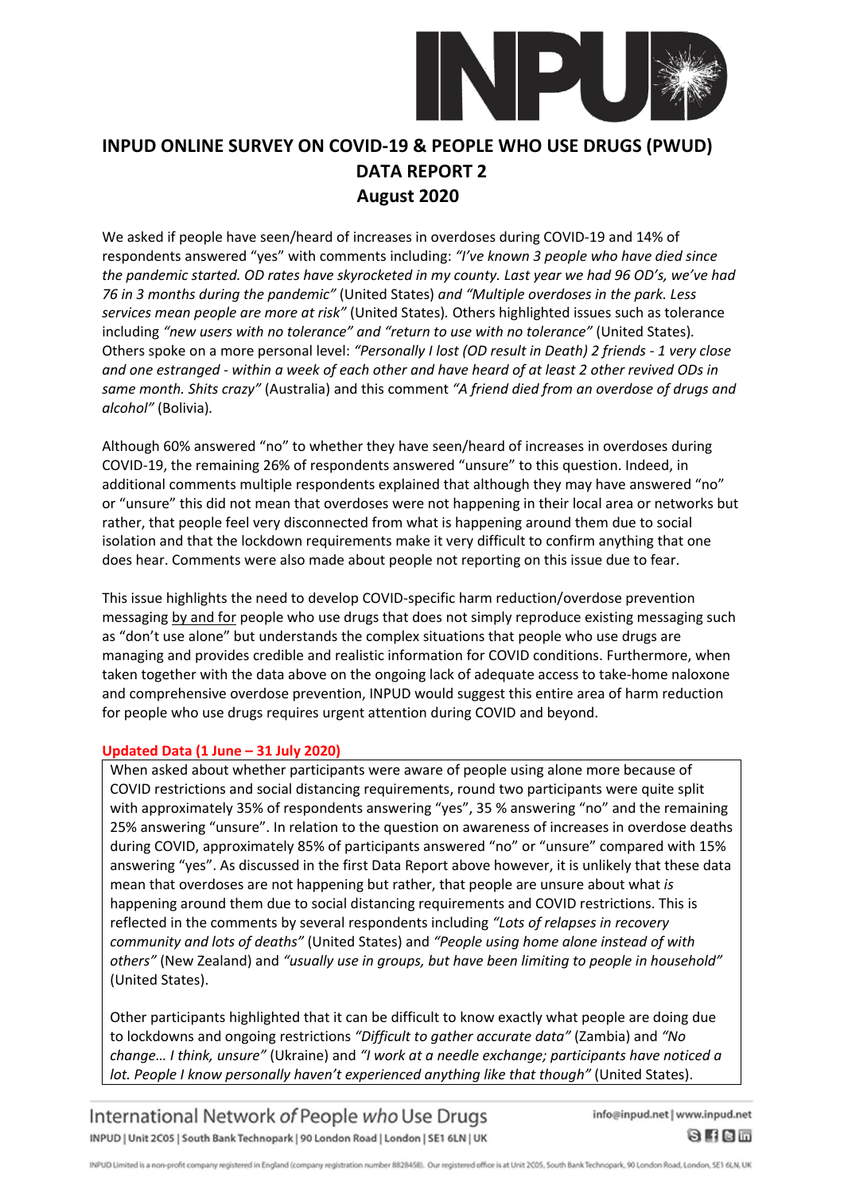# INPUD ONLINE SURVEY ON COVID-19 & PEOPLE WHO USE DRUGS (PWUD) DATA REPORT 2 August 2020

We asked if people have seen/heard of increases in overdoses during COVID-19 and 14% of respondents answered "yes" with comments including: *"I've known 3 people who have died since the pandemic started. OD rates have skyrocketed in my county. Last year we had 96 OD's, we've had 76 in 3 months during the pandemic"* (United States) *and "Multiple overdoses in the park. Less services mean people are more at risk"* (United States). Others highlighted issues such as tolerance including *"new users with no tolerance" and "return to use with no tolerance"* (United States). Others spoke on a more personal level: *"Personally I lost (OD result in Death) 2 friends - 1 very close and one estranged - within a week of each other and have heard of at least 2 other revived ODs in same month. Shits crazy"* (Australia) and this comment *"A friend died from an overdose of drugs and alcohol"* (Bolivia).

Although 60% answered "no" to whether they have seen/heard of increases in overdoses during COVID-19, the remaining 26% of respondents answered "unsure" to this question. Indeed, in additional comments multiple respondents explained that although they may have answered "no" or "unsure" this did not mean that overdoses were not happening in their local area or networks but rather, that people feel very disconnected from what is happening around them due to social isolation and that the lockdown requirements make it very difficult to confirm anything that one does hear. Comments were also made about people not reporting on this issue due to fear.

This issue highlights the need to develop COVID-specific harm reduction/overdose prevention messaging by and for people who use drugs that does not simply reproduce existing messaging such as "don't use alone" but understands the complex situations that people who use drugs are managing and provides credible and realistic information for COVID conditions. Furthermore, when taken together with the data above on the ongoing lack of adequate access to take-home naloxone and comprehensive overdose prevention, INPUD would suggest this entire area of harm reduction for people who use drugs requires urgent attention during COVID and beyond.

**Updated Data (1 June – 31 July 2020)**

When asked about whether participants were aware of people using alone more because of COVID restrictions and social distancing requirements, round two participants were quite split with approximately 35% of respondents answering "yes", 35 % answering "no" and the remaining 25% answering "unsure". In relation to the question on awareness of increases in overdose deaths during COVID, approximately 85% of participants answered "no" or "unsure" compared with 15% answering "yes". As discussed in the first Data Report above however, it is unlikely that these data mean that overdoses are not happening but rather, that people are unsure about what *is* happening around them due to social distancing requirements and COVID restrictions. This is reflected in the comments by several respondents including *"Lots of relapses in recovery community and lots of deaths"* (United States) and *"People using home alone instead of with others"* (New Zealand) and *"usually use in groups, but have been limiting to people in household"* (United States).

Other participants highlighted that it can be difficult to know exactly what people are doing due to lockdowns and ongoing restrictions *"Difficult to gather accurate data"* (Zambia) and *"No change… I think, unsure"* (Ukraine) and *"I work at a needle exchange; participants have noticed a lot. People I know personally haven't experienced anything like that though"* (United States).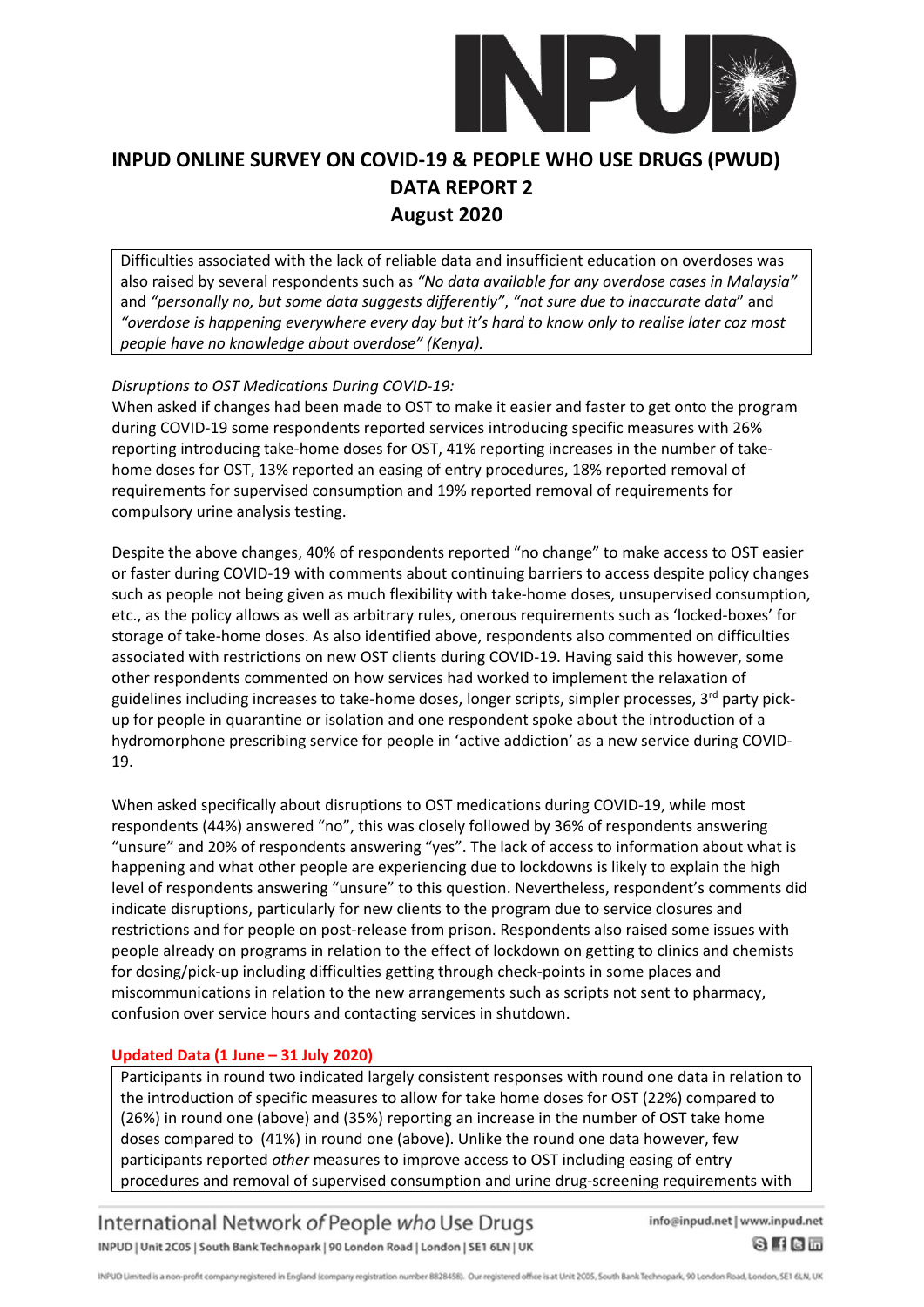# INPUD ONLINE SURVEY ON COVID-19 & PEOPLE WHO USE DRUGS (PWUD) DATA REPORT 2 August 2020

Difficulties associated with the lack of reliable data and insufficient education on overdoses was also raised by several respondents such as *"No data available for any overdose cases in Malaysia"* and *"personally no, but some data suggests differently"*, *"not sure due to inaccurate data*" and *"overdose is happening everywhere every day but it's hard to know only to realise later coz most people have no knowledge about overdose" (Kenya).*

*Disruptions to OST Medications During COVID-19:*

When asked if changes had been made to OST to make it easier and faster to get onto the program during COVID-19 some respondents reported services introducing specific measures with 26% reporting introducing take-home doses for OST, 41% reporting increases in the number of take-home doses for OST, 13% reported an easing of entry procedures, 18% reported removal of requirements for supervised consumption and 19% reported removal of requirements for compulsory urine analysis testing.

Despite the above changes, 40% of respondents reported "no change" to make access to OST easier or faster during COVID-19 with comments about continuing barriers to access despite policy changes such as people not being given as much flexibility with take-home doses, unsupervised consumption, etc., as the policy allows as well as arbitrary rules, onerous requirements such as 'locked-boxes' for storage of take-home doses. As also identified above, respondents also commented on difficulties associated with restrictions on new OST clients during COVID-19. Having said this however, some other respondents commented on how services had worked to implement the relaxation of guidelines including increases to take-home doses, longer scripts, simpler processes, 3rd party pick-up for people in quarantine or isolation and one respondent spoke about the introduction of a hydromorphone prescribing service for people in 'active addiction' as a new service during COVID-19.

When asked specifically about disruptions to OST medications during COVID-19, while most respondents (44%) answered "no", this was closely followed by 36% of respondents answering "unsure" and 20% of respondents answering "yes". The lack of access to information about what is happening and what other people are experiencing due to lockdowns is likely to explain the high level of respondents answering "unsure" to this question. Nevertheless, respondent's comments did indicate disruptions, particularly for new clients to the program due to service closures and restrictions and for people on post-release from prison. Respondents also raised some issues with people already on programs in relation to the effect of lockdown on getting to clinics and chemists for dosing/pick-up including difficulties getting through check-points in some places and miscommunications in relation to the new arrangements such as scripts not sent to pharmacy, confusion over service hours and contacting services in shutdown.

**Updated Data (1 June – 31 July 2020)**

Participants in round two indicated largely consistent responses with round one data in relation to the introduction of specific measures to allow for take home doses for OST (22%) compared to (26%) in round one (above) and (35%) reporting an increase in the number of OST take home doses compared to (41%) in round one (above). Unlike the round one data however, few participants reported *other* measures to improve access to OST including easing of entry procedures and removal of supervised consumption and urine drug-screening requirements with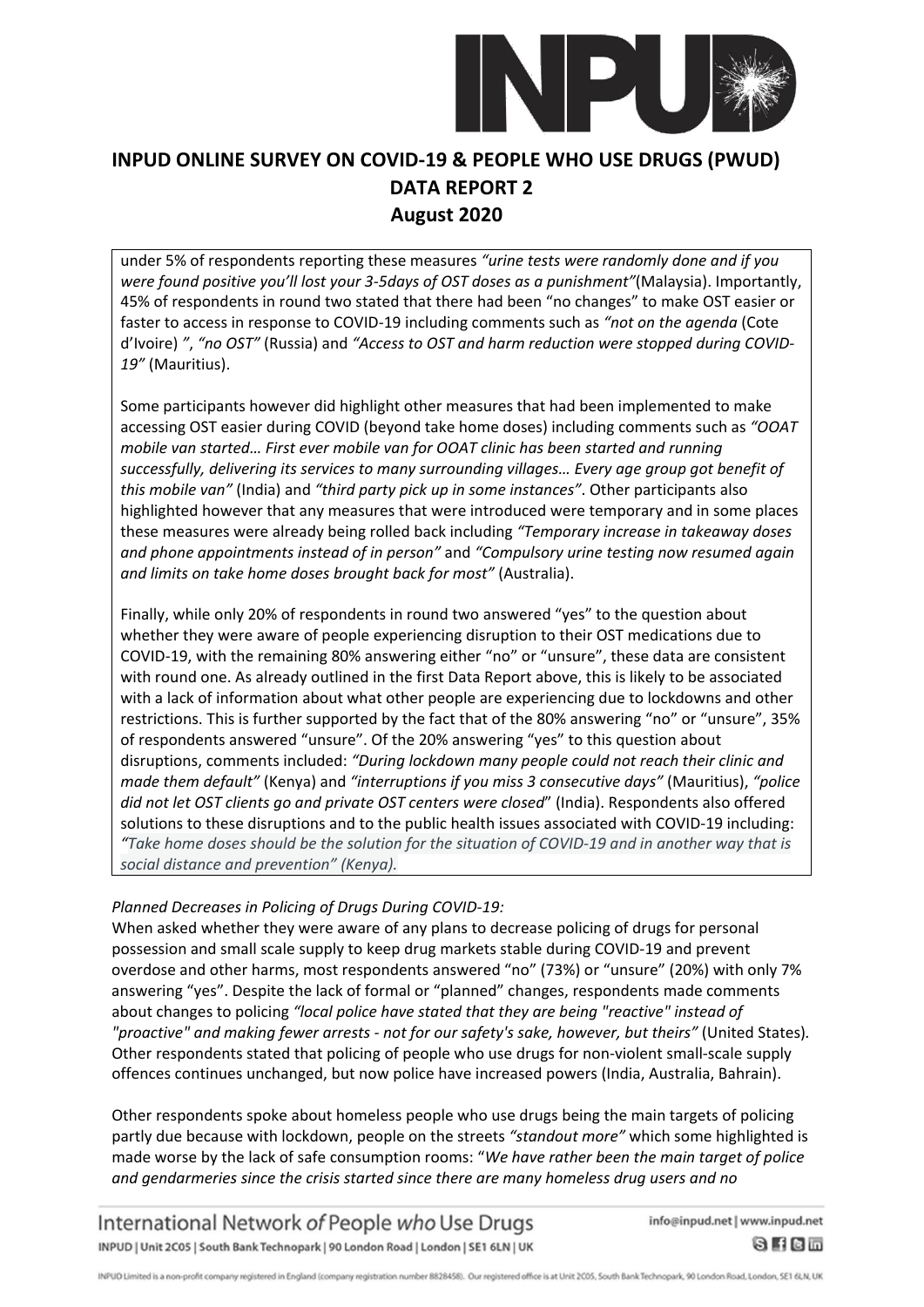under 5% of respondents reporting these measures *"urine tests were randomly done and if you were found positive you'll lost your 3-5days of OST doses as a punishment"*(Malaysia). Importantly, 45% of respondents in round two stated that there had been "no changes" to make OST easier or faster to access in response to COVID-19 including comments such as *"not on the agenda* (Cote d'Ivoire) *", "no OST"* (Russia) and *"Access to OST and harm reduction were stopped during COVID-19"* (Mauritius).

Some participants however did highlight other measures that had been implemented to make accessing OST easier during COVID (beyond take home doses) including comments such as *"OOAT mobile van started… First ever mobile van for OOAT clinic has been started and running successfully, delivering its services to many surrounding villages… Every age group got benefit of this mobile van"* (India) and *"third party pick up in some instances"*. Other participants also highlighted however that any measures that were introduced were temporary and in some places these measures were already being rolled back including *"Temporary increase in takeaway doses and phone appointments instead of in person"* and *"Compulsory urine testing now resumed again and limits on take home doses brought back for most"* (Australia).

Finally, while only 20% of respondents in round two answered "yes" to the question about whether they were aware of people experiencing disruption to their OST medications due to COVID-19, with the remaining 80% answering either "no" or "unsure", these data are consistent with round one. As already outlined in the first Data Report above, this is likely to be associated with a lack of information about what other people are experiencing due to lockdowns and other restrictions. This is further supported by the fact that of the 80% answering "no" or "unsure", 35% of respondents answered "unsure". Of the 20% answering "yes" to this question about disruptions, comments included: *"During lockdown many people could not reach their clinic and made them default"* (Kenya) and *"interruptions if you miss 3 consecutive days"* (Mauritius), *"police did not let OST clients go and private OST centers were closed*" (India). Respondents also offered solutions to these disruptions and to the public health issues associated with COVID-19 including: *"Take home doses should be the solution for the situation of COVID-19 and in another way that is social distance and prevention" (Kenya).*

*Planned Decreases in Policing of Drugs During COVID-19:*

When asked whether they were aware of any plans to decrease policing of drugs for personal possession and small scale supply to keep drug markets stable during COVID-19 and prevent overdose and other harms, most respondents answered "no" (73%) or "unsure" (20%) with only 7% answering "yes". Despite the lack of formal or "planned" changes, respondents made comments about changes to policing *"local police have stated that they are being "reactive" instead of "proactive" and making fewer arrests - not for our safety's sake, however, but theirs"* (United States). Other respondents stated that policing of people who use drugs for non-violent small-scale supply offences continues unchanged, but now police have increased powers (India, Australia, Bahrain).

Other respondents spoke about homeless people who use drugs being the main targets of policing partly due because with lockdown, people on the streets *"standout more"* which some highlighted is made worse by the lack of safe consumption rooms: "*We have rather been the main target of police and gendarmeries since the crisis started since there are many homeless drug users and no*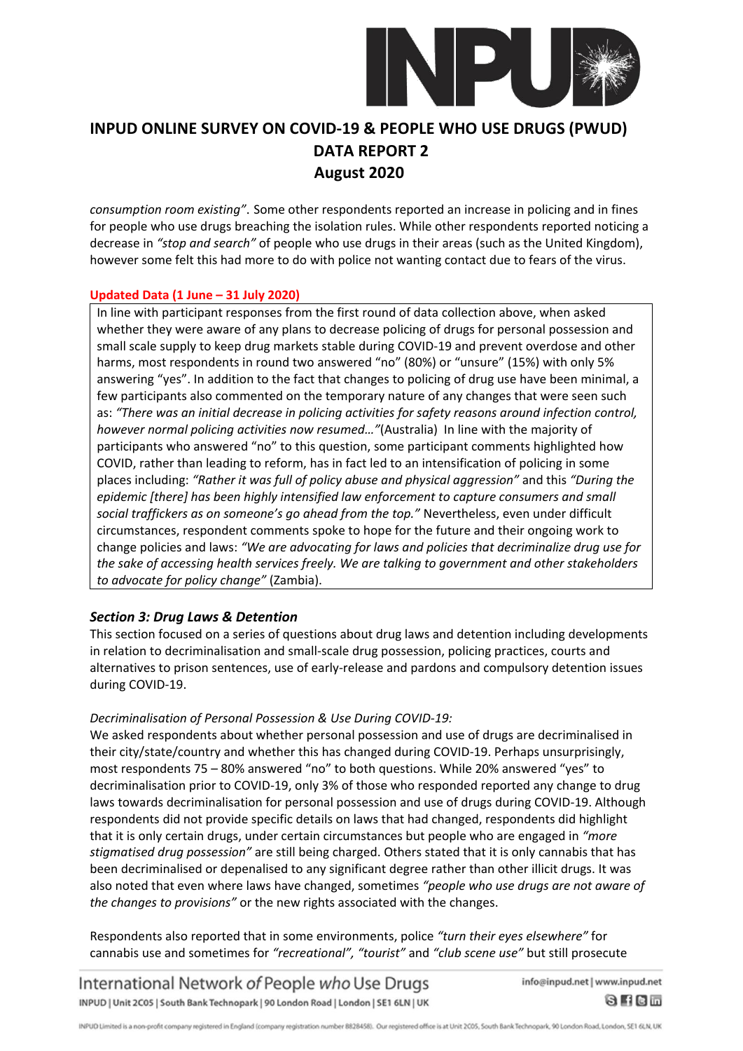*consumption room existing"*. Some other respondents reported an increase in policing and in fines for people who use drugs breaching the isolation rules. While other respondents reported noticing a decrease in *"stop and search"* of people who use drugs in their areas (such as the United Kingdom), however some felt this had more to do with police not wanting contact due to fears of the virus.

**Updated Data (1 June – 31 July 2020)**

In line with participant responses from the first round of data collection above, when asked whether they were aware of any plans to decrease policing of drugs for personal possession and small scale supply to keep drug markets stable during COVID-19 and prevent overdose and other harms, most respondents in round two answered "no" (80%) or "unsure" (15%) with only 5% answering "yes". In addition to the fact that changes to policing of drug use have been minimal, a few participants also commented on the temporary nature of any changes that were seen such as: *"There was an initial decrease in policing activities for safety reasons around infection control, however normal policing activities now resumed…"*(Australia) In line with the majority of participants who answered "no" to this question, some participant comments highlighted how COVID, rather than leading to reform, has in fact led to an intensification of policing in some places including: *"Rather it was full of policy abuse and physical aggression"* and this *"During the epidemic [there] has been highly intensified law enforcement to capture consumers and small social traffickers as on someone's go ahead from the top."* Nevertheless, even under difficult circumstances, respondent comments spoke to hope for the future and their ongoing work to change policies and laws: *"We are advocating for laws and policies that decriminalize drug use for the sake of accessing health services freely. We are talking to government and other stakeholders to advocate for policy change"* (Zambia).

### *Section 3: Drug Laws & Detention*

This section focused on a series of questions about drug laws and detention including developments in relation to decriminalisation and small-scale drug possession, policing practices, courts and alternatives to prison sentences, use of early-release and pardons and compulsory detention issues during COVID-19.

*Decriminalisation of Personal Possession & Use During COVID-19:*

We asked respondents about whether personal possession and use of drugs are decriminalised in their city/state/country and whether this has changed during COVID-19. Perhaps unsurprisingly, most respondents 75 – 80% answered "no" to both questions. While 20% answered "yes" to decriminalisation prior to COVID-19, only 3% of those who responded reported any change to drug laws towards decriminalisation for personal possession and use of drugs during COVID-19. Although respondents did not provide specific details on laws that had changed, respondents did highlight that it is only certain drugs, under certain circumstances but people who are engaged in *"more stigmatised drug possession"* are still being charged. Others stated that it is only cannabis that has been decriminalised or depenalised to any significant degree rather than other illicit drugs. It was also noted that even where laws have changed, sometimes *"people who use drugs are not aware of the changes to provisions"* or the new rights associated with the changes.

Respondents also reported that in some environments, police *"turn their eyes elsewhere"* for cannabis use and sometimes for *"recreational"*, *"tourist"* and *"club scene use"* but still prosecute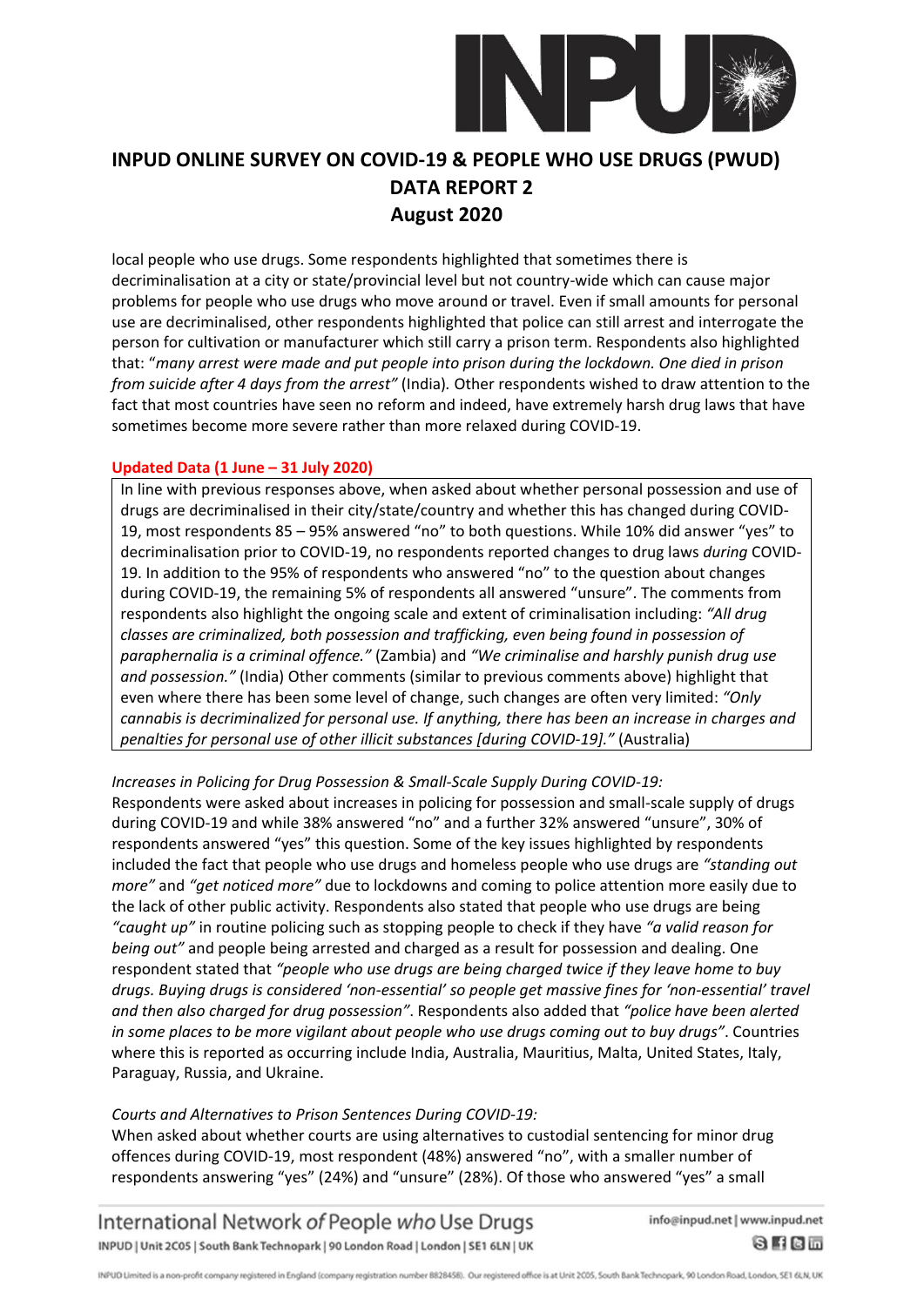local people who use drugs. Some respondents highlighted that sometimes there is decriminalisation at a city or state/provincial level but not country-wide which can cause major problems for people who use drugs who move around or travel. Even if small amounts for personal use are decriminalised, other respondents highlighted that police can still arrest and interrogate the person for cultivation or manufacturer which still carry a prison term. Respondents also highlighted that: "*many arrest were made and put people into prison during the lockdown. One died in prison from suicide after 4 days from the arrest*" (India). Other respondents wished to draw attention to the fact that most countries have seen no reform and indeed, have extremely harsh drug laws that have sometimes become more severe rather than more relaxed during COVID-19.

**Updated Data (1 June – 31 July 2020)**

In line with previous responses above, when asked about whether personal possession and use of drugs are decriminalised in their city/state/country and whether this has changed during COVID-19, most respondents 85 – 95% answered "no" to both questions. While 10% did answer "yes" to decriminalisation prior to COVID-19, no respondents reported changes to drug laws *during* COVID-19. In addition to the 95% of respondents who answered "no" to the question about changes during COVID-19, the remaining 5% of respondents all answered "unsure". The comments from respondents also highlight the ongoing scale and extent of criminalisation including: *"All drug classes are criminalized, both possession and trafficking, even being found in possession of paraphernalia is a criminal offence."* (Zambia) and *"We criminalise and harshly punish drug use and possession."* (India) Other comments (similar to previous comments above) highlight that even where there has been some level of change, such changes are often very limited: *"Only cannabis is decriminalized for personal use. If anything, there has been an increase in charges and penalties for personal use of other illicit substances [during COVID-19]."* (Australia)

*Increases in Policing for Drug Possession & Small-Scale Supply During COVID-19:*

Respondents were asked about increases in policing for possession and small-scale supply of drugs during COVID-19 and while 38% answered "no" and a further 32% answered "unsure", 30% of respondents answered "yes" this question. Some of the key issues highlighted by respondents included the fact that people who use drugs and homeless people who use drugs are *"standing out more"* and *"get noticed more"* due to lockdowns and coming to police attention more easily due to the lack of other public activity. Respondents also stated that people who use drugs are being *"caught up"* in routine policing such as stopping people to check if they have *"a valid reason for being out"* and people being arrested and charged as a result for possession and dealing. One respondent stated that *"people who use drugs are being charged twice if they leave home to buy drugs. Buying drugs is considered 'non-essential' so people get massive fines for 'non-essential' travel and then also charged for drug possession"*. Respondents also added that *"police have been alerted in some places to be more vigilant about people who use drugs coming out to buy drugs"*. Countries where this is reported as occurring include India, Australia, Mauritius, Malta, United States, Italy, Paraguay, Russia, and Ukraine.

*Courts and Alternatives to Prison Sentences During COVID-19:*

When asked about whether courts are using alternatives to custodial sentencing for minor drug offences during COVID-19, most respondent (48%) answered "no", with a smaller number of respondents answering "yes" (24%) and "unsure" (28%). Of those who answered "yes" a small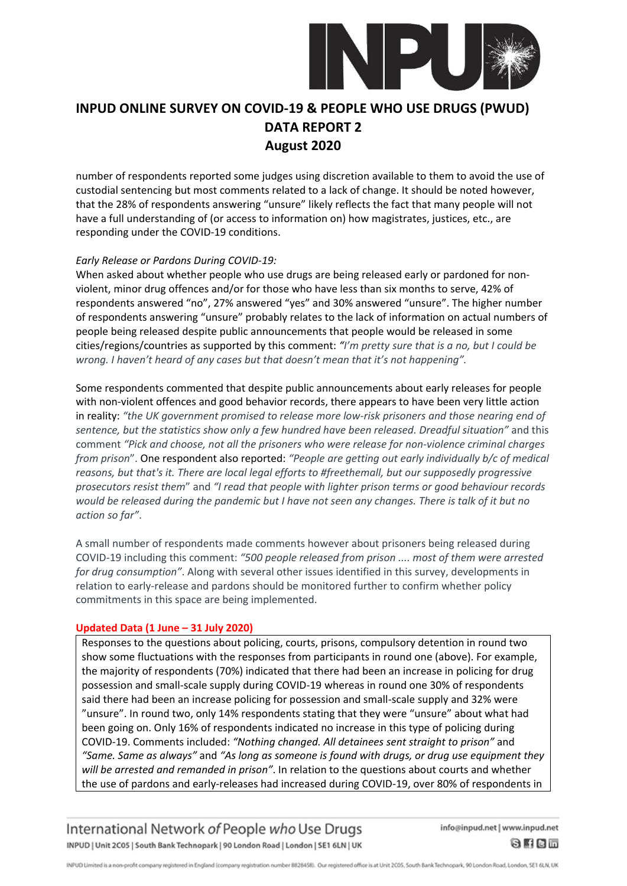number of respondents reported some judges using discretion available to them to avoid the use of custodial sentencing but most comments related to a lack of change. It should be noted however, that the 28% of respondents answering "unsure" likely reflects the fact that many people will not have a full understanding of (or access to information on) how magistrates, justices, etc., are responding under the COVID-19 conditions.

*Early Release or Pardons During COVID-19:*

When asked about whether people who use drugs are being released early or pardoned for non-violent, minor drug offences and/or for those who have less than six months to serve, 42% of respondents answered "no", 27% answered "yes" and 30% answered "unsure". The higher number of respondents answering "unsure" probably relates to the lack of information on actual numbers of people being released despite public announcements that people would be released in some cities/regions/countries as supported by this comment: *"I'm pretty sure that is a no, but I could be wrong. I haven't heard of any cases but that doesn't mean that it's not happening".*

Some respondents commented that despite public announcements about early releases for people with non-violent offences and good behavior records, there appears to have been very little action in reality: *"the UK government promised to release more low-risk prisoners and those nearing end of sentence, but the statistics show only a few hundred have been released. Dreadful situation"* and this comment *"Pick and choose, not all the prisoners who were release for non-violence criminal charges from prison"*. One respondent also reported: *"People are getting out early individually b/c of medical reasons, but that's it. There are local legal efforts to #freethemall, but our supposedly progressive prosecutors resist them"* and *"I read that people with lighter prison terms or good behaviour records would be released during the pandemic but I have not seen any changes. There is talk of it but no action so far".*

A small number of respondents made comments however about prisoners being released during COVID-19 including this comment: *"500 people released from prison .... most of them were arrested for drug consumption"*. Along with several other issues identified in this survey, developments in relation to early-release and pardons should be monitored further to confirm whether policy commitments in this space are being implemented.

**Updated Data (1 June – 31 July 2020)**

Responses to the questions about policing, courts, prisons, compulsory detention in round two show some fluctuations with the responses from participants in round one (above). For example, the majority of respondents (70%) indicated that there had been an increase in policing for drug possession and small-scale supply during COVID-19 whereas in round one 30% of respondents said there had been an increase policing for possession and small-scale supply and 32% were "unsure". In round two, only 14% respondents stating that they were "unsure" about what had been going on. Only 16% of respondents indicated no increase in this type of policing during COVID-19. Comments included: *"Nothing changed. All detainees sent straight to prison"* and *"Same. Same as always"* and *"As long as someone is found with drugs, or drug use equipment they will be arrested and remanded in prison"*. In relation to the questions about courts and whether the use of pardons and early-releases had increased during COVID-19, over 80% of respondents in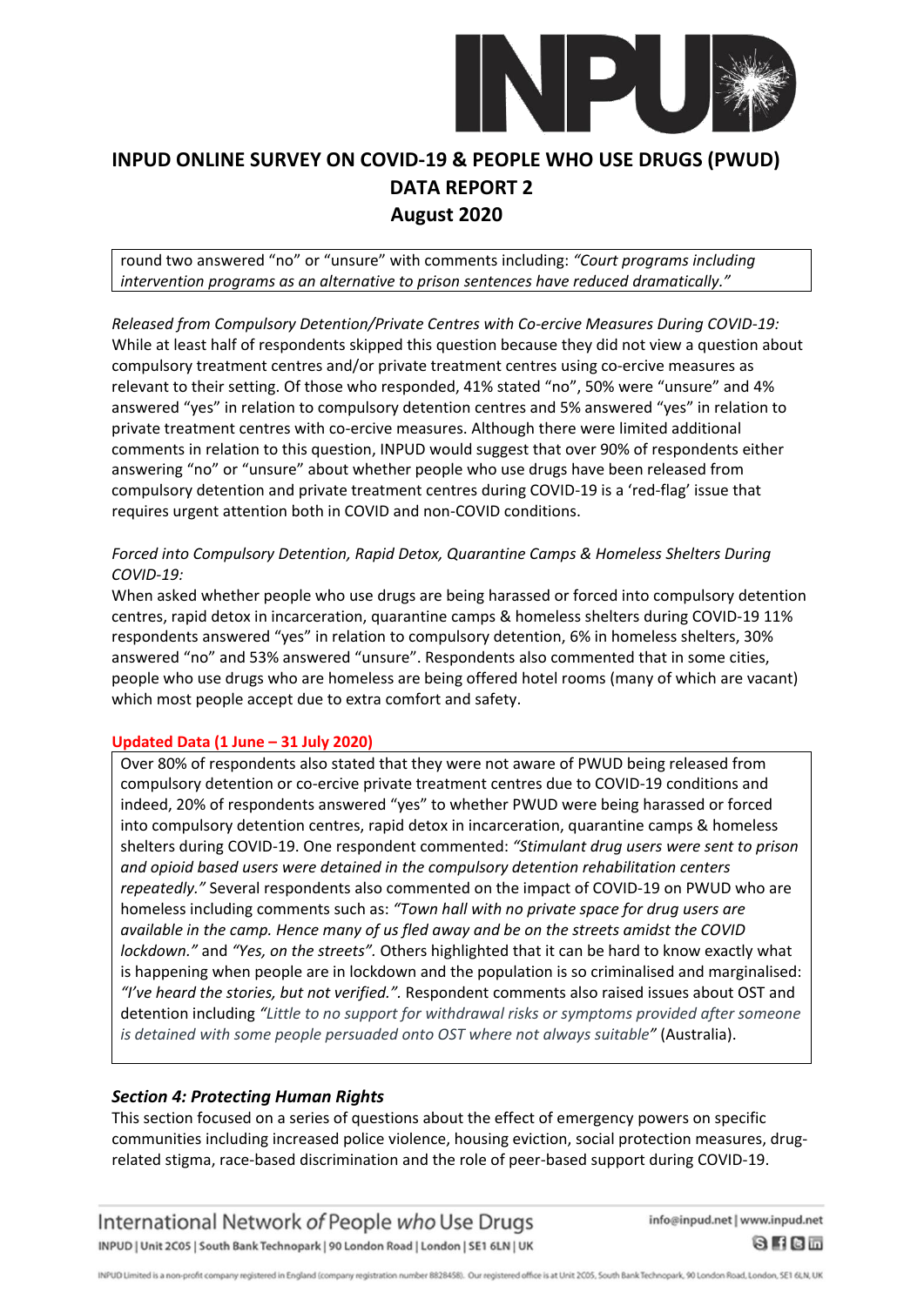round two answered "no" or "unsure" with comments including: *"Court programs including intervention programs as an alternative to prison sentences have reduced dramatically."*

*Released from Compulsory Detention/Private Centres with Co-ercive Measures During COVID-19:*
While at least half of respondents skipped this question because they did not view a question about compulsory treatment centres and/or private treatment centres using co-ercive measures as relevant to their setting. Of those who responded, 41% stated "no", 50% were "unsure" and 4% answered "yes" in relation to compulsory detention centres and 5% answered "yes" in relation to private treatment centres with co-ercive measures. Although there were limited additional comments in relation to this question, INPUD would suggest that over 90% of respondents either answering "no" or "unsure" about whether people who use drugs have been released from compulsory detention and private treatment centres during COVID-19 is a 'red-flag' issue that requires urgent attention both in COVID and non-COVID conditions.

*Forced into Compulsory Detention, Rapid Detox, Quarantine Camps & Homeless Shelters During COVID-19:*
When asked whether people who use drugs are being harassed or forced into compulsory detention centres, rapid detox in incarceration, quarantine camps & homeless shelters during COVID-19 11% respondents answered "yes" in relation to compulsory detention, 6% in homeless shelters, 30% answered "no" and 53% answered "unsure". Respondents also commented that in some cities, people who use drugs who are homeless are being offered hotel rooms (many of which are vacant) which most people accept due to extra comfort and safety.

**Updated Data (1 June – 31 July 2020)**

Over 80% of respondents also stated that they were not aware of PWUD being released from compulsory detention or co-ercive private treatment centres due to COVID-19 conditions and indeed, 20% of respondents answered "yes" to whether PWUD were being harassed or forced into compulsory detention centres, rapid detox in incarceration, quarantine camps & homeless shelters during COVID-19. One respondent commented: *"Stimulant drug users were sent to prison and opioid based users were detained in the compulsory detention rehabilitation centers repeatedly."* Several respondents also commented on the impact of COVID-19 on PWUD who are homeless including comments such as: *"Town hall with no private space for drug users are available in the camp. Hence many of us fled away and be on the streets amidst the COVID lockdown."* and *"Yes, on the streets".* Others highlighted that it can be hard to know exactly what is happening when people are in lockdown and the population is so criminalised and marginalised: *"I've heard the stories, but not verified.".* Respondent comments also raised issues about OST and detention including *"Little to no support for withdrawal risks or symptoms provided after someone is detained with some people persuaded onto OST where not always suitable"* (Australia).

### *Section 4: Protecting Human Rights*

This section focused on a series of questions about the effect of emergency powers on specific communities including increased police violence, housing eviction, social protection measures, drug-related stigma, race-based discrimination and the role of peer-based support during COVID-19.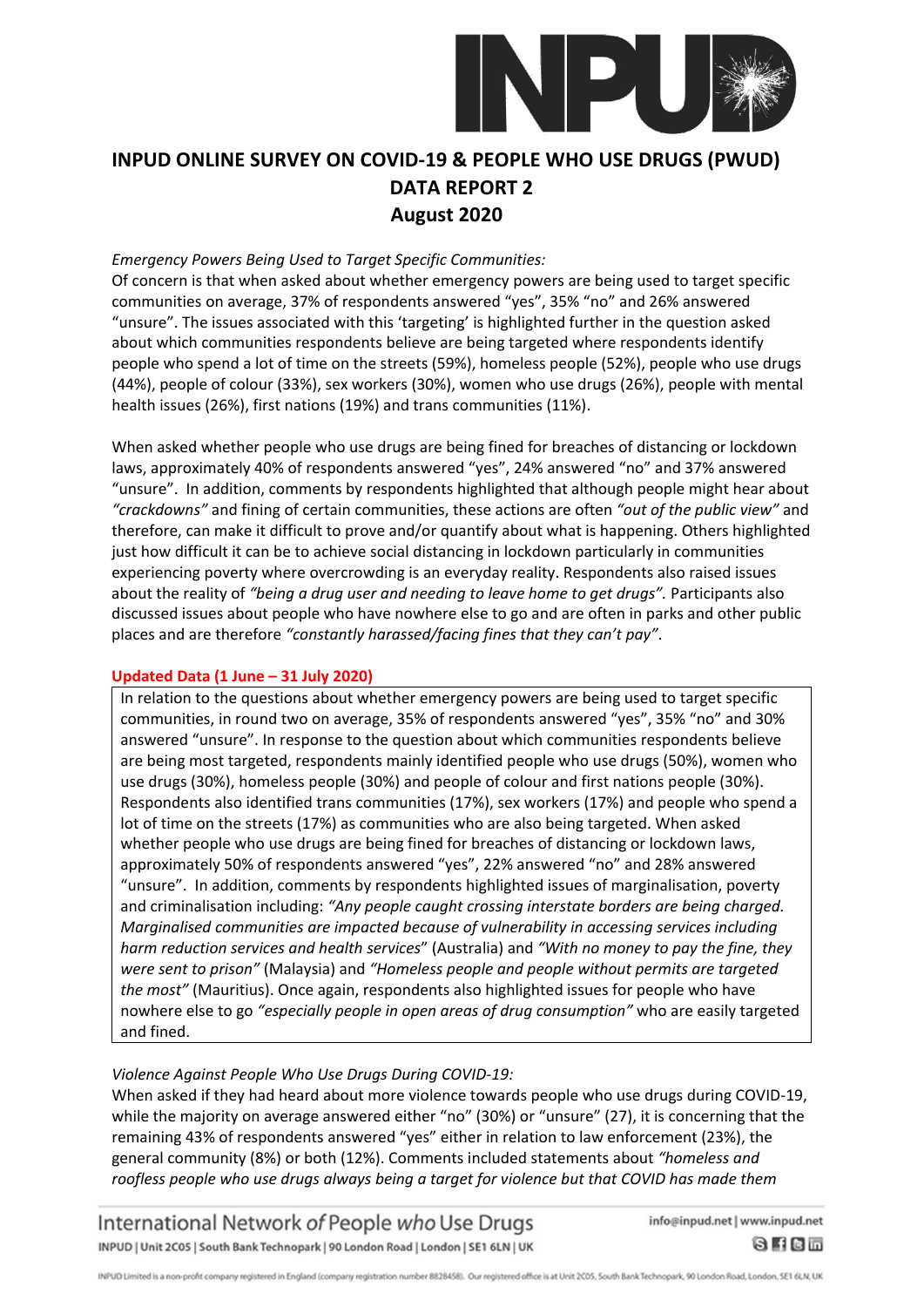# INPUD ONLINE SURVEY ON COVID-19 & PEOPLE WHO USE DRUGS (PWUD)
## DATA REPORT 2
## August 2020

*Emergency Powers Being Used to Target Specific Communities:*
Of concern is that when asked about whether emergency powers are being used to target specific communities on average, 37% of respondents answered "yes", 35% "no" and 26% answered "unsure". The issues associated with this 'targeting' is highlighted further in the question asked about which communities respondents believe are being targeted where respondents identify people who spend a lot of time on the streets (59%), homeless people (52%), people who use drugs (44%), people of colour (33%), sex workers (30%), women who use drugs (26%), people with mental health issues (26%), first nations (19%) and trans communities (11%).

When asked whether people who use drugs are being fined for breaches of distancing or lockdown laws, approximately 40% of respondents answered "yes", 24% answered "no" and 37% answered "unsure". In addition, comments by respondents highlighted that although people might hear about *"crackdowns"* and fining of certain communities, these actions are often *"out of the public view"* and therefore, can make it difficult to prove and/or quantify about what is happening. Others highlighted just how difficult it can be to achieve social distancing in lockdown particularly in communities experiencing poverty where overcrowding is an everyday reality. Respondents also raised issues about the reality of *"being a drug user and needing to leave home to get drugs".* Participants also discussed issues about people who have nowhere else to go and are often in parks and other public places and are therefore *"constantly harassed/facing fines that they can't pay"*.

**Updated Data (1 June – 31 July 2020)**

In relation to the questions about whether emergency powers are being used to target specific communities, in round two on average, 35% of respondents answered "yes", 35% "no" and 30% answered "unsure". In response to the question about which communities respondents believe are being most targeted, respondents mainly identified people who use drugs (50%), women who use drugs (30%), homeless people (30%) and people of colour and first nations people (30%). Respondents also identified trans communities (17%), sex workers (17%) and people who spend a lot of time on the streets (17%) as communities who are also being targeted. When asked whether people who use drugs are being fined for breaches of distancing or lockdown laws, approximately 50% of respondents answered "yes", 22% answered "no" and 28% answered "unsure". In addition, comments by respondents highlighted issues of marginalisation, poverty and criminalisation including: *"Any people caught crossing interstate borders are being charged. Marginalised communities are impacted because of vulnerability in accessing services including harm reduction services and health services*" (Australia) and *"With no money to pay the fine, they were sent to prison"* (Malaysia) and *"Homeless people and people without permits are targeted the most"* (Mauritius). Once again, respondents also highlighted issues for people who have nowhere else to go *"especially people in open areas of drug consumption"* who are easily targeted and fined.

*Violence Against People Who Use Drugs During COVID-19:*
When asked if they had heard about more violence towards people who use drugs during COVID-19, while the majority on average answered either "no" (30%) or "unsure" (27), it is concerning that the remaining 43% of respondents answered "yes" either in relation to law enforcement (23%), the general community (8%) or both (12%). Comments included statements about *"homeless and roofless people who use drugs always being a target for violence but that COVID has made them*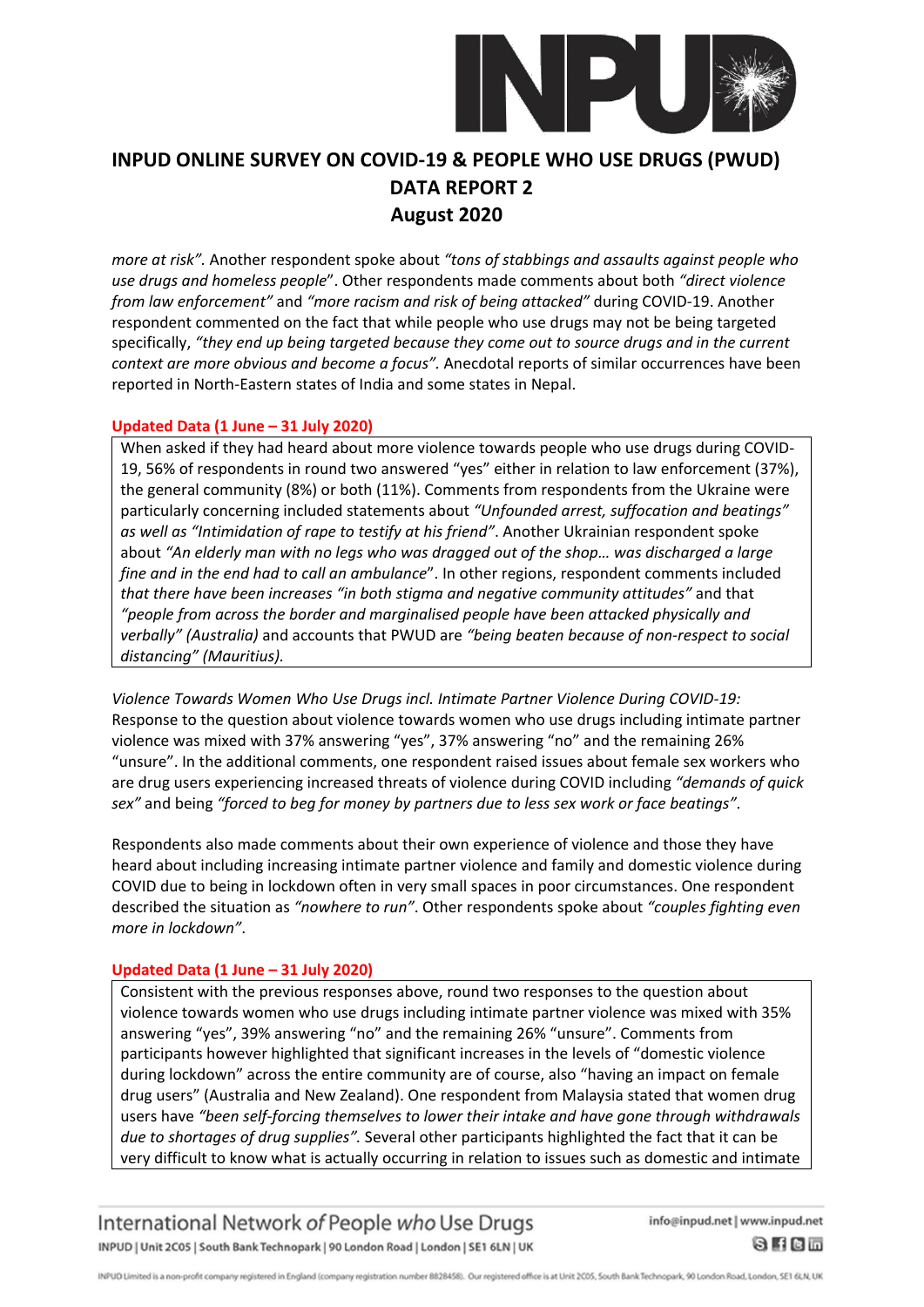*more at risk"*. Another respondent spoke about *"tons of stabbings and assaults against people who use drugs and homeless people*". Other respondents made comments about both *"direct violence from law enforcement"* and *"more racism and risk of being attacked"* during COVID-19. Another respondent commented on the fact that while people who use drugs may not be being targeted specifically, *"they end up being targeted because they come out to source drugs and in the current context are more obvious and become a focus"*. Anecdotal reports of similar occurrences have been reported in North-Eastern states of India and some states in Nepal.

**Updated Data (1 June – 31 July 2020)**

When asked if they had heard about more violence towards people who use drugs during COVID-19, 56% of respondents in round two answered "yes" either in relation to law enforcement (37%), the general community (8%) or both (11%). Comments from respondents from the Ukraine were particularly concerning included statements about *"Unfounded arrest, suffocation and beatings" as well as "Intimidation of rape to testify at his friend"*. Another Ukrainian respondent spoke about *"An elderly man with no legs who was dragged out of the shop… was discharged a large fine and in the end had to call an ambulance*". In other regions, respondent comments included *that there have been increases "in both stigma and negative community attitudes"* and that *"people from across the border and marginalised people have been attacked physically and verbally" (Australia)* and accounts that PWUD are *"being beaten because of non-respect to social distancing" (Mauritius).*

*Violence Towards Women Who Use Drugs incl. Intimate Partner Violence During COVID-19:*
Response to the question about violence towards women who use drugs including intimate partner violence was mixed with 37% answering "yes", 37% answering "no" and the remaining 26% "unsure". In the additional comments, one respondent raised issues about female sex workers who are drug users experiencing increased threats of violence during COVID including *"demands of quick sex"* and being *"forced to beg for money by partners due to less sex work or face beatings"*.

Respondents also made comments about their own experience of violence and those they have heard about including increasing intimate partner violence and family and domestic violence during COVID due to being in lockdown often in very small spaces in poor circumstances. One respondent described the situation as *"nowhere to run"*. Other respondents spoke about *"couples fighting even more in lockdown"*.

**Updated Data (1 June – 31 July 2020)**

Consistent with the previous responses above, round two responses to the question about violence towards women who use drugs including intimate partner violence was mixed with 35% answering "yes", 39% answering "no" and the remaining 26% "unsure". Comments from participants however highlighted that significant increases in the levels of "domestic violence during lockdown" across the entire community are of course, also "having an impact on female drug users" (Australia and New Zealand). One respondent from Malaysia stated that women drug users have *"been self-forcing themselves to lower their intake and have gone through withdrawals due to shortages of drug supplies"*. Several other participants highlighted the fact that it can be very difficult to know what is actually occurring in relation to issues such as domestic and intimate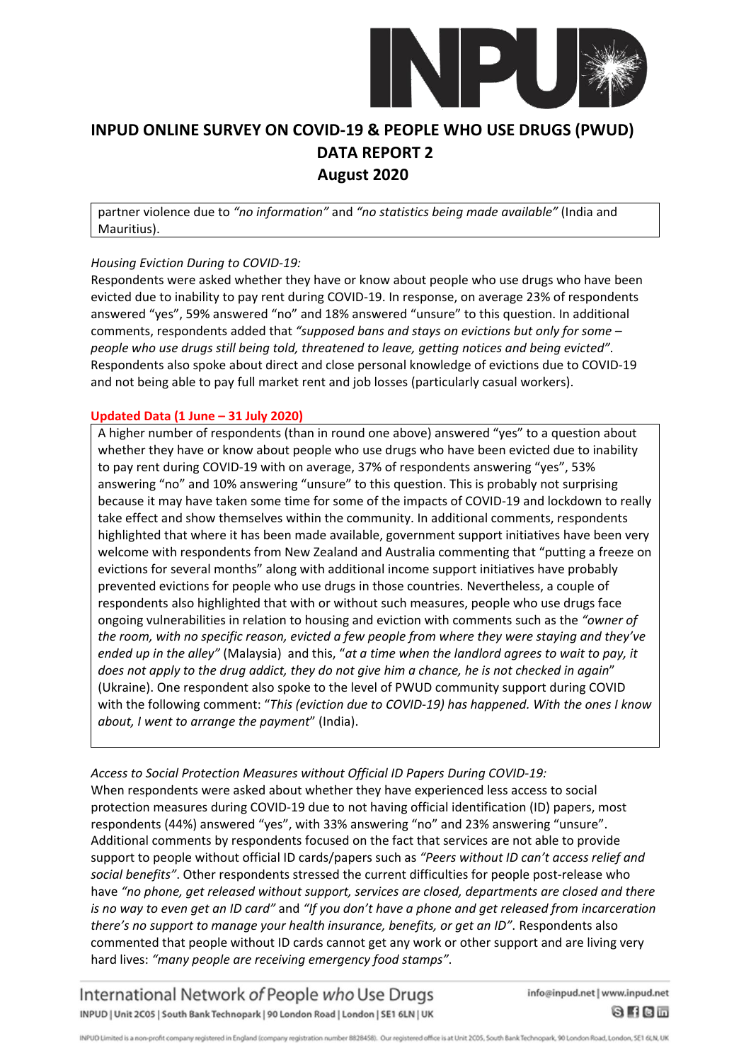partner violence due to *"no information"* and *"no statistics being made available"* (India and Mauritius).

*Housing Eviction During to COVID-19:*

Respondents were asked whether they have or know about people who use drugs who have been evicted due to inability to pay rent during COVID-19. In response, on average 23% of respondents answered "yes", 59% answered "no" and 18% answered "unsure" to this question. In additional comments, respondents added that *"supposed bans and stays on evictions but only for some – people who use drugs still being told, threatened to leave, getting notices and being evicted"*. Respondents also spoke about direct and close personal knowledge of evictions due to COVID-19 and not being able to pay full market rent and job losses (particularly casual workers).

**Updated Data (1 June – 31 July 2020)**

A higher number of respondents (than in round one above) answered "yes" to a question about whether they have or know about people who use drugs who have been evicted due to inability to pay rent during COVID-19 with on average, 37% of respondents answering "yes", 53% answering "no" and 10% answering "unsure" to this question. This is probably not surprising because it may have taken some time for some of the impacts of COVID-19 and lockdown to really take effect and show themselves within the community. In additional comments, respondents highlighted that where it has been made available, government support initiatives have been very welcome with respondents from New Zealand and Australia commenting that "putting a freeze on evictions for several months" along with additional income support initiatives have probably prevented evictions for people who use drugs in those countries. Nevertheless, a couple of respondents also highlighted that with or without such measures, people who use drugs face ongoing vulnerabilities in relation to housing and eviction with comments such as the *"owner of the room, with no specific reason, evicted a few people from where they were staying and they've ended up in the alley"* (Malaysia) and this, "*at a time when the landlord agrees to wait to pay, it does not apply to the drug addict, they do not give him a chance, he is not checked in again*" (Ukraine). One respondent also spoke to the level of PWUD community support during COVID with the following comment: "*This (eviction due to COVID-19) has happened. With the ones I know about, I went to arrange the payment*" (India).

*Access to Social Protection Measures without Official ID Papers During COVID-19:*

When respondents were asked about whether they have experienced less access to social protection measures during COVID-19 due to not having official identification (ID) papers, most respondents (44%) answered "yes", with 33% answering "no" and 23% answering "unsure". Additional comments by respondents focused on the fact that services are not able to provide support to people without official ID cards/papers such as *"Peers without ID can't access relief and social benefits"*. Other respondents stressed the current difficulties for people post-release who have *"no phone, get released without support, services are closed, departments are closed and there is no way to even get an ID card"* and *"If you don't have a phone and get released from incarceration there's no support to manage your health insurance, benefits, or get an ID"*. Respondents also commented that people without ID cards cannot get any work or other support and are living very hard lives: *"many people are receiving emergency food stamps"*.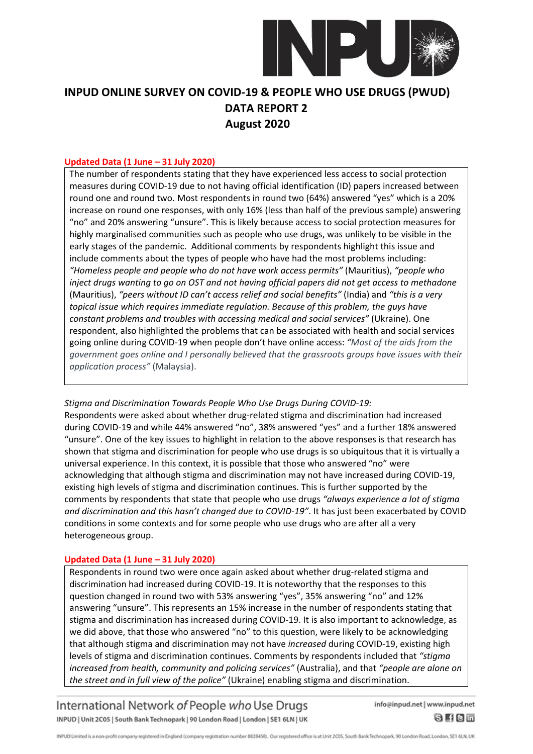# INPUD ONLINE SURVEY ON COVID-19 & PEOPLE WHO USE DRUGS (PWUD) DATA REPORT 2 August 2020

**Updated Data (1 June – 31 July 2020)**

The number of respondents stating that they have experienced less access to social protection measures during COVID-19 due to not having official identification (ID) papers increased between round one and round two. Most respondents in round two (64%) answered "yes" which is a 20% increase on round one responses, with only 16% (less than half of the previous sample) answering "no" and 20% answering "unsure". This is likely because access to social protection measures for highly marginalised communities such as people who use drugs, was unlikely to be visible in the early stages of the pandemic. Additional comments by respondents highlight this issue and include comments about the types of people who have had the most problems including: *"Homeless people and people who do not have work access permits"* (Mauritius), *"people who inject drugs wanting to go on OST and not having official papers did not get access to methadone* (Mauritius), *"peers without ID can't access relief and social benefits"* (India) and *"this is a very topical issue which requires immediate regulation. Because of this problem, the guys have constant problems and troubles with accessing medical and social services"* (Ukraine). One respondent, also highlighted the problems that can be associated with health and social services going online during COVID-19 when people don't have online access: *"Most of the aids from the government goes online and I personally believed that the grassroots groups have issues with their application process"* (Malaysia).

*Stigma and Discrimination Towards People Who Use Drugs During COVID-19:*

Respondents were asked about whether drug-related stigma and discrimination had increased during COVID-19 and while 44% answered "no", 38% answered "yes" and a further 18% answered "unsure". One of the key issues to highlight in relation to the above responses is that research has shown that stigma and discrimination for people who use drugs is so ubiquitous that it is virtually a universal experience. In this context, it is possible that those who answered "no" were acknowledging that although stigma and discrimination may not have increased during COVID-19, existing high levels of stigma and discrimination continues. This is further supported by the comments by respondents that state that people who use drugs *"always experience a lot of stigma and discrimination and this hasn't changed due to COVID-19"*. It has just been exacerbated by COVID conditions in some contexts and for some people who use drugs who are after all a very heterogeneous group.

**Updated Data (1 June – 31 July 2020)**

Respondents in round two were once again asked about whether drug-related stigma and discrimination had increased during COVID-19. It is noteworthy that the responses to this question changed in round two with 53% answering "yes", 35% answering "no" and 12% answering "unsure". This represents an 15% increase in the number of respondents stating that stigma and discrimination has increased during COVID-19. It is also important to acknowledge, as we did above, that those who answered "no" to this question, were likely to be acknowledging that although stigma and discrimination may not have *increased* during COVID-19, existing high levels of stigma and discrimination continues. Comments by respondents included that *"stigma increased from health, community and policing services"* (Australia), and that *"people are alone on the street and in full view of the police"* (Ukraine) enabling stigma and discrimination.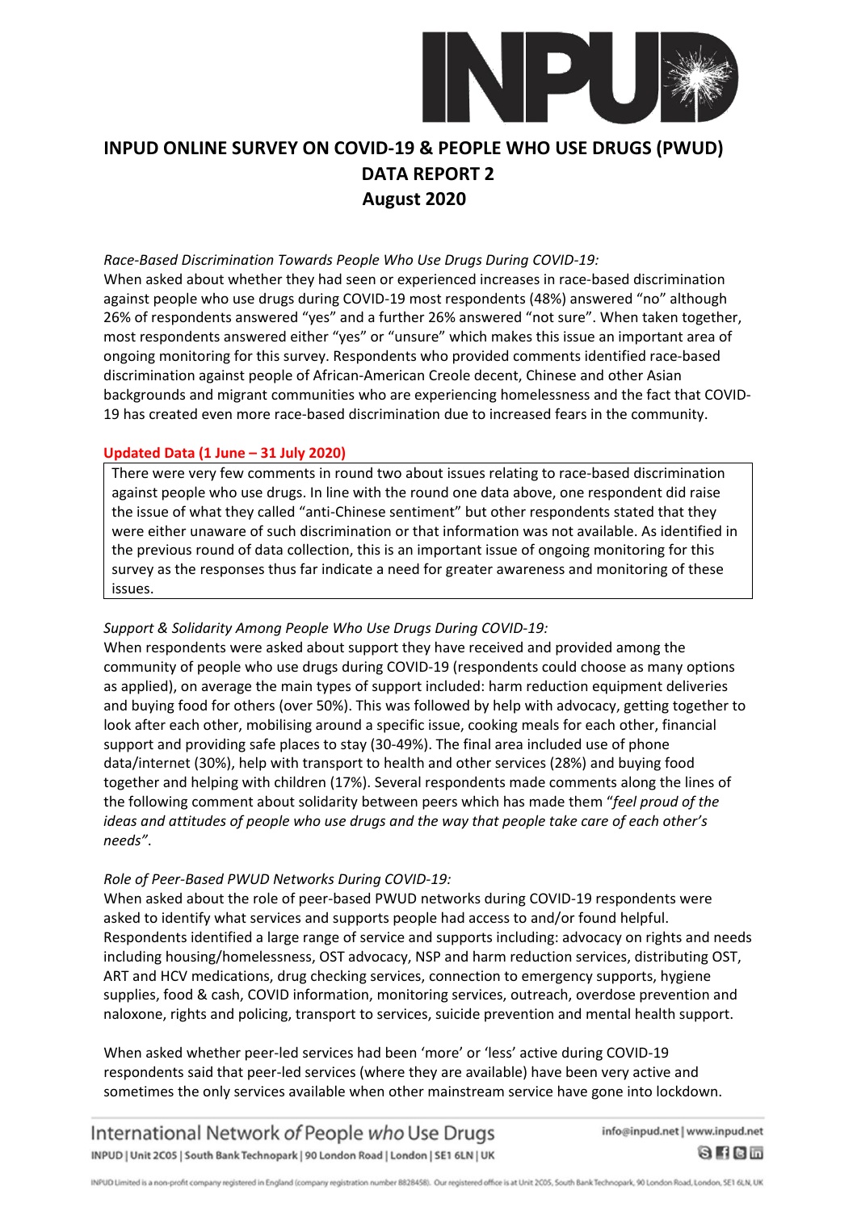# INPUD ONLINE SURVEY ON COVID-19 & PEOPLE WHO USE DRUGS (PWUD) DATA REPORT 2 August 2020

*Race-Based Discrimination Towards People Who Use Drugs During COVID-19:*
When asked about whether they had seen or experienced increases in race-based discrimination against people who use drugs during COVID-19 most respondents (48%) answered "no" although 26% of respondents answered "yes" and a further 26% answered "not sure". When taken together, most respondents answered either "yes" or "unsure" which makes this issue an important area of ongoing monitoring for this survey. Respondents who provided comments identified race-based discrimination against people of African-American Creole decent, Chinese and other Asian backgrounds and migrant communities who are experiencing homelessness and the fact that COVID-19 has created even more race-based discrimination due to increased fears in the community.

**Updated Data (1 June – 31 July 2020)**

There were very few comments in round two about issues relating to race-based discrimination against people who use drugs. In line with the round one data above, one respondent did raise the issue of what they called "anti-Chinese sentiment" but other respondents stated that they were either unaware of such discrimination or that information was not available. As identified in the previous round of data collection, this is an important issue of ongoing monitoring for this survey as the responses thus far indicate a need for greater awareness and monitoring of these issues.

*Support & Solidarity Among People Who Use Drugs During COVID-19:*
When respondents were asked about support they have received and provided among the community of people who use drugs during COVID-19 (respondents could choose as many options as applied), on average the main types of support included: harm reduction equipment deliveries and buying food for others (over 50%). This was followed by help with advocacy, getting together to look after each other, mobilising around a specific issue, cooking meals for each other, financial support and providing safe places to stay (30-49%). The final area included use of phone data/internet (30%), help with transport to health and other services (28%) and buying food together and helping with children (17%). Several respondents made comments along the lines of the following comment about solidarity between peers which has made them "*feel proud of the ideas and attitudes of people who use drugs and the way that people take care of each other's needs*".

*Role of Peer-Based PWUD Networks During COVID-19:*
When asked about the role of peer-based PWUD networks during COVID-19 respondents were asked to identify what services and supports people had access to and/or found helpful. Respondents identified a large range of service and supports including: advocacy on rights and needs including housing/homelessness, OST advocacy, NSP and harm reduction services, distributing OST, ART and HCV medications, drug checking services, connection to emergency supports, hygiene supplies, food & cash, COVID information, monitoring services, outreach, overdose prevention and naloxone, rights and policing, transport to services, suicide prevention and mental health support.

When asked whether peer-led services had been 'more' or 'less' active during COVID-19 respondents said that peer-led services (where they are available) have been very active and sometimes the only services available when other mainstream service have gone into lockdown.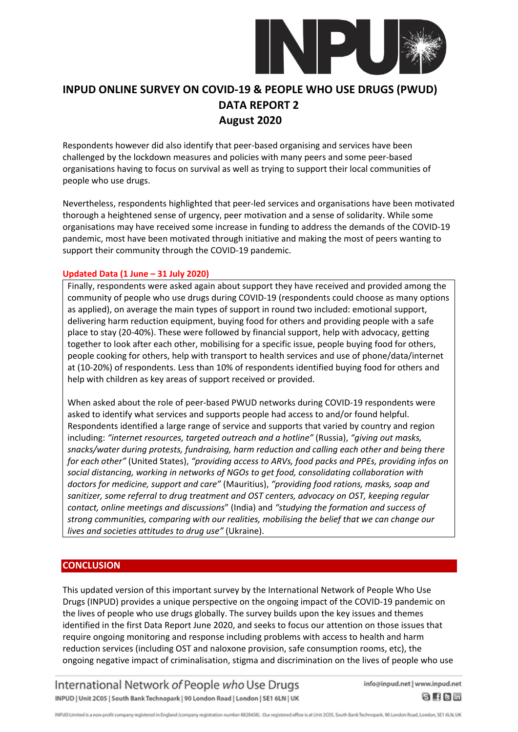# INPUD ONLINE SURVEY ON COVID-19 & PEOPLE WHO USE DRUGS (PWUD)
## DATA REPORT 2
## August 2020

Respondents however did also identify that peer-based organising and services have been challenged by the lockdown measures and policies with many peers and some peer-based organisations having to focus on survival as well as trying to support their local communities of people who use drugs.

Nevertheless, respondents highlighted that peer-led services and organisations have been motivated thorough a heightened sense of urgency, peer motivation and a sense of solidarity. While some organisations may have received some increase in funding to address the demands of the COVID-19 pandemic, most have been motivated through initiative and making the most of peers wanting to support their community through the COVID-19 pandemic.

**Updated Data (1 June – 31 July 2020)**

Finally, respondents were asked again about support they have received and provided among the community of people who use drugs during COVID-19 (respondents could choose as many options as applied), on average the main types of support in round two included: emotional support, delivering harm reduction equipment, buying food for others and providing people with a safe place to stay (20-40%). These were followed by financial support, help with advocacy, getting together to look after each other, mobilising for a specific issue, people buying food for others, people cooking for others, help with transport to health services and use of phone/data/internet at (10-20%) of respondents. Less than 10% of respondents identified buying food for others and help with children as key areas of support received or provided.

When asked about the role of peer-based PWUD networks during COVID-19 respondents were asked to identify what services and supports people had access to and/or found helpful. Respondents identified a large range of service and supports that varied by country and region including: *"internet resources, targeted outreach and a hotline"* (Russia), *"giving out masks, snacks/water during protests, fundraising, harm reduction and calling each other and being there for each other"* (United States), *"providing access to ARVs, food packs and PPEs, providing infos on social distancing, working in networks of NGOs to get food, consolidating collaboration with doctors for medicine, support and care"* (Mauritius), *"providing food rations, masks, soap and sanitizer, some referral to drug treatment and OST centers, advocacy on OST, keeping regular contact, online meetings and discussions"* (India) and *"studying the formation and success of strong communities, comparing with our realities, mobilising the belief that we can change our lives and societies attitudes to drug use"* (Ukraine).

## CONCLUSION

This updated version of this important survey by the International Network of People Who Use Drugs (INPUD) provides a unique perspective on the ongoing impact of the COVID-19 pandemic on the lives of people who use drugs globally. The survey builds upon the key issues and themes identified in the first Data Report June 2020, and seeks to focus our attention on those issues that require ongoing monitoring and response including problems with access to health and harm reduction services (including OST and naloxone provision, safe consumption rooms, etc), the ongoing negative impact of criminalisation, stigma and discrimination on the lives of people who use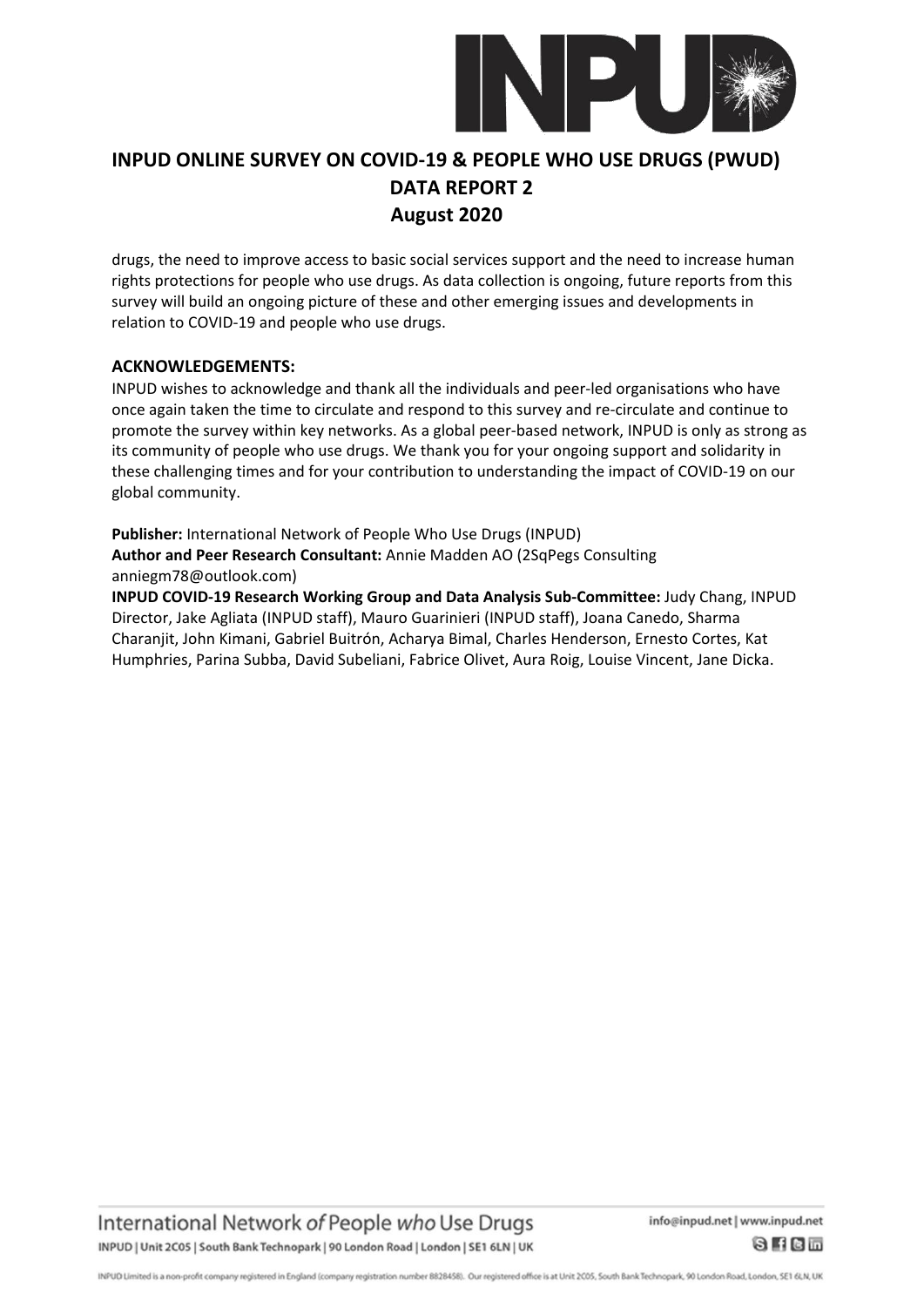drugs, the need to improve access to basic social services support and the need to increase human rights protections for people who use drugs. As data collection is ongoing, future reports from this survey will build an ongoing picture of these and other emerging issues and developments in relation to COVID-19 and people who use drugs.

### ACKNOWLEDGEMENTS:

INPUD wishes to acknowledge and thank all the individuals and peer-led organisations who have once again taken the time to circulate and respond to this survey and re-circulate and continue to promote the survey within key networks. As a global peer-based network, INPUD is only as strong as its community of people who use drugs. We thank you for your ongoing support and solidarity in these challenging times and for your contribution to understanding the impact of COVID-19 on our global community.

**Publisher:** International Network of People Who Use Drugs (INPUD)
**Author and Peer Research Consultant:** Annie Madden AO (2SqPegs Consulting anniegm78@outlook.com)
**INPUD COVID-19 Research Working Group and Data Analysis Sub-Committee:** Judy Chang, INPUD Director, Jake Agliata (INPUD staff), Mauro Guarinieri (INPUD staff), Joana Canedo, Sharma Charanjit, John Kimani, Gabriel Buitrón, Acharya Bimal, Charles Henderson, Ernesto Cortes, Kat Humphries, Parina Subba, David Subeliani, Fabrice Olivet, Aura Roig, Louise Vincent, Jane Dicka.